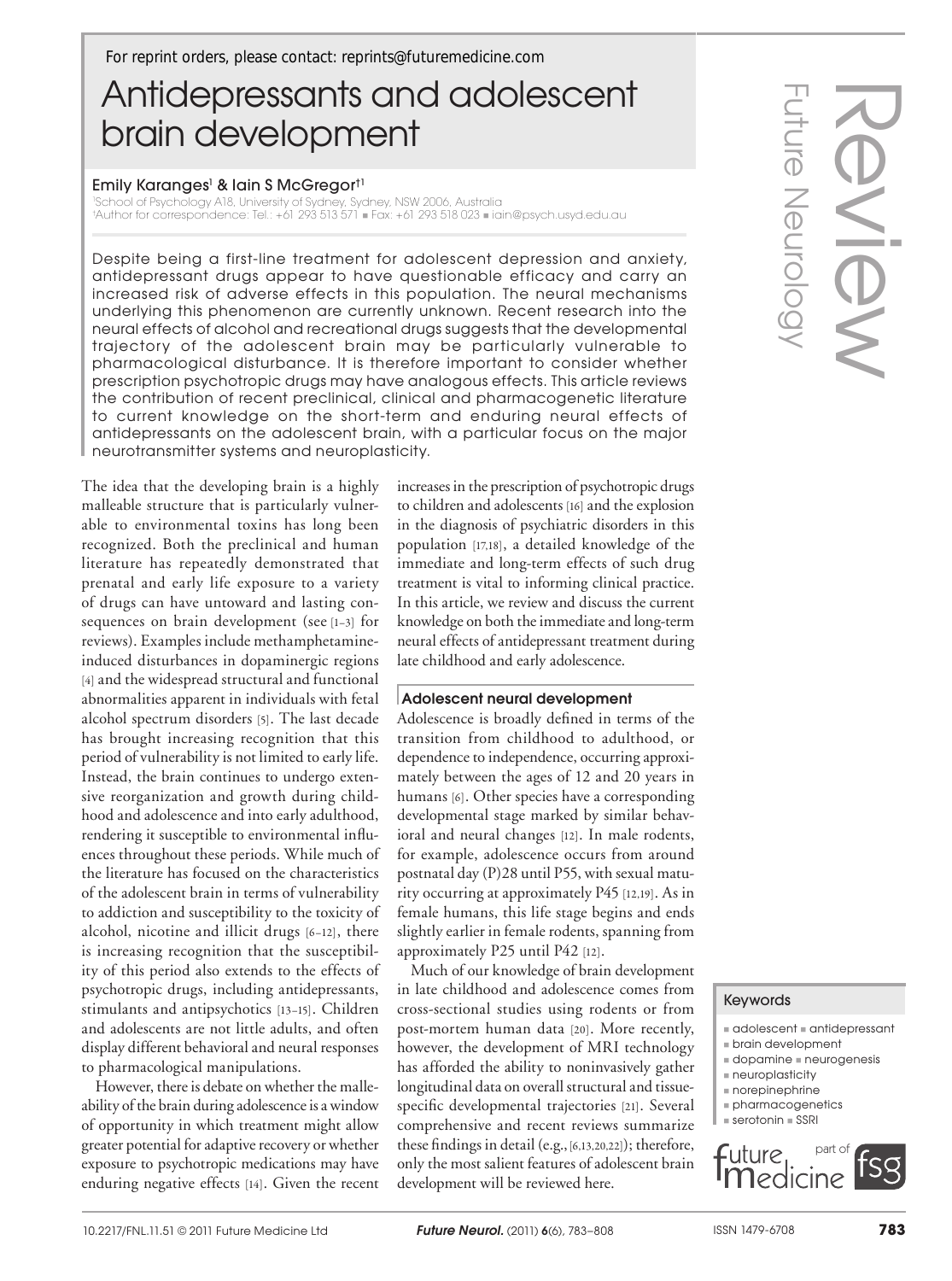For reprint orders, please contact: reprints@futuremedicine.com

# Antidepressants and adolescent brain development

**Emily Karanges[1] & Iain S McGregor[†1]**

[1]School of Psychology A18, University of Sydney, Sydney, NSW 2006, Australia
[†]Author for correspondence: Tel.: +61 293 513 571 ■ Fax: +61 293 518 023 ■ iain@psych.usyd.edu.au

Review

Future Neurology

Despite being a first-line treatment for adolescent depression and anxiety, antidepressant drugs appear to have questionable efficacy and carry an increased risk of adverse effects in this population. The neural mechanisms underlying this phenomenon are currently unknown. Recent research into the neural effects of alcohol and recreational drugs suggests that the developmental trajectory of the adolescent brain may be particularly vulnerable to pharmacological disturbance. It is therefore important to consider whether prescription psychotropic drugs may have analogous effects. This article reviews the contribution of recent preclinical, clinical and pharmacogenetic literature to current knowledge on the short-term and enduring neural effects of antidepressants on the adolescent brain, with a particular focus on the major neurotransmitter systems and neuroplasticity.

The idea that the developing brain is a highly malleable structure that is particularly vulnerable to environmental toxins has long been recognized. Both the preclinical and human literature has repeatedly demonstrated that prenatal and early life exposure to a variety of drugs can have untoward and lasting consequences on brain development (see [1–3] for reviews). Examples include methamphetamine-induced disturbances in dopaminergic regions [4] and the widespread structural and functional abnormalities apparent in individuals with fetal alcohol spectrum disorders [5]. The last decade has brought increasing recognition that this period of vulnerability is not limited to early life. Instead, the brain continues to undergo extensive reorganization and growth during childhood and adolescence and into early adulthood, rendering it susceptible to environmental influences throughout these periods. While much of the literature has focused on the characteristics of the adolescent brain in terms of vulnerability to addiction and susceptibility to the toxicity of alcohol, nicotine and illicit drugs [6–12], there is increasing recognition that the susceptibility of this period also extends to the effects of psychotropic drugs, including antidepressants, stimulants and antipsychotics [13–15]. Children and adolescents are not little adults, and often display different behavioral and neural responses to pharmacological manipulations.

However, there is debate on whether the malleability of the brain during adolescence is a window of opportunity in which treatment might allow greater potential for adaptive recovery or whether exposure to psychotropic medications may have enduring negative effects [14]. Given the recent increases in the prescription of psychotropic drugs to children and adolescents [16] and the explosion in the diagnosis of psychiatric disorders in this population [17,18], a detailed knowledge of the immediate and long-term effects of such drug treatment is vital to informing clinical practice. In this article, we review and discuss the current knowledge on both the immediate and long-term neural effects of antidepressant treatment during late childhood and early adolescence.

## Adolescent neural development

Adolescence is broadly defined in terms of the transition from childhood to adulthood, or dependence to independence, occurring approximately between the ages of 12 and 20 years in humans [6]. Other species have a corresponding developmental stage marked by similar behavioral and neural changes [12]. In male rodents, for example, adolescence occurs from around postnatal day (P)28 until P55, with sexual maturity occurring at approximately P45 [12,19]. As in female humans, this life stage begins and ends slightly earlier in female rodents, spanning from approximately P25 until P42 [12].

Much of our knowledge of brain development in late childhood and adolescence comes from cross-sectional studies using rodents or from post-mortem human data [20]. More recently, however, the development of MRI technology has afforded the ability to noninvasively gather longitudinal data on overall structural and tissue-specific developmental trajectories [21]. Several comprehensive and recent reviews summarize these findings in detail (e.g., [6,13,20,22]); therefore, only the most salient features of adolescent brain development will be reviewed here.

### Keywords

■ adolescent ■ antidepressant ■ brain development ■ dopamine ■ neurogenesis ■ neuroplasticity ■ norepinephrine ■ pharmacogenetics ■ serotonin ■ SSRI

10.2217/FNL.11.51 © 2011 Future Medicine Ltd ISSN 1479-6708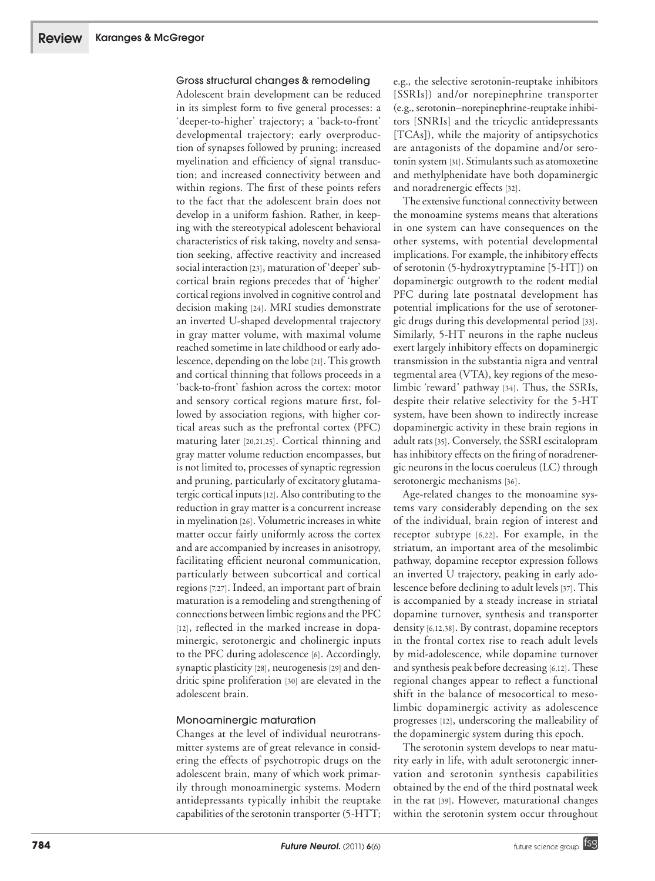### Gross structural changes & remodeling

Adolescent brain development can be reduced in its simplest form to five general processes: a 'deeper-to-higher' trajectory; a 'back-to-front' developmental trajectory; early overproduction of synapses followed by pruning; increased myelination and efficiency of signal transduction; and increased connectivity between and within regions. The first of these points refers to the fact that the adolescent brain does not develop in a uniform fashion. Rather, in keeping with the stereotypical adolescent behavioral characteristics of risk taking, novelty and sensation seeking, affective reactivity and increased social interaction [23], maturation of 'deeper' subcortical brain regions precedes that of 'higher' cortical regions involved in cognitive control and decision making [24]. MRI studies demonstrate an inverted U-shaped developmental trajectory in gray matter volume, with maximal volume reached sometime in late childhood or early adolescence, depending on the lobe [21]. This growth and cortical thinning that follows proceeds in a 'back-to-front' fashion across the cortex: motor and sensory cortical regions mature first, followed by association regions, with higher cortical areas such as the prefrontal cortex (PFC) maturing later [20,21,25]. Cortical thinning and gray matter volume reduction encompasses, but is not limited to, processes of synaptic regression and pruning, particularly of excitatory glutamatergic cortical inputs [12]. Also contributing to the reduction in gray matter is a concurrent increase in myelination [26]. Volumetric increases in white matter occur fairly uniformly across the cortex and are accompanied by increases in anisotropy, facilitating efficient neuronal communication, particularly between subcortical and cortical regions [7,27]. Indeed, an important part of brain maturation is a remodeling and strengthening of connections between limbic regions and the PFC [12], reflected in the marked increase in dopaminergic, serotonergic and cholinergic inputs to the PFC during adolescence [6]. Accordingly, synaptic plasticity [28], neurogenesis [29] and dendritic spine proliferation [30] are elevated in the adolescent brain.

### Monoaminergic maturation

Changes at the level of individual neurotransmitter systems are of great relevance in considering the effects of psychotropic drugs on the adolescent brain, many of which work primarily through monoaminergic systems. Modern antidepressants typically inhibit the reuptake capabilities of the serotonin transporter (5-HTT; e.g., the selective serotonin-reuptake inhibitors [SSRIs]) and/or norepinephrine transporter (e.g., serotonin–norepinephrine-reuptake inhibitors [SNRIs] and the tricyclic antidepressants [TCAs]), while the majority of antipsychotics are antagonists of the dopamine and/or serotonin system [31]. Stimulants such as atomoxetine and methylphenidate have both dopaminergic and noradrenergic effects [32].

The extensive functional connectivity between the monoamine systems means that alterations in one system can have consequences on the other systems, with potential developmental implications. For example, the inhibitory effects of serotonin (5-hydroxytryptamine [5-HT]) on dopaminergic outgrowth to the rodent medial PFC during late postnatal development has potential implications for the use of serotonergic drugs during this developmental period [33]. Similarly, 5-HT neurons in the raphe nucleus exert largely inhibitory effects on dopaminergic transmission in the substantia nigra and ventral tegmental area (VTA), key regions of the mesolimbic 'reward' pathway [34]. Thus, the SSRIs, despite their relative selectivity for the 5-HT system, have been shown to indirectly increase dopaminergic activity in these brain regions in adult rats [35]. Conversely, the SSRI escitalopram has inhibitory effects on the firing of noradrenergic neurons in the locus coeruleus (LC) through serotonergic mechanisms [36].

Age-related changes to the monoamine systems vary considerably depending on the sex of the individual, brain region of interest and receptor subtype [6,22]. For example, in the striatum, an important area of the mesolimbic pathway, dopamine receptor expression follows an inverted U trajectory, peaking in early adolescence before declining to adult levels [37]. This is accompanied by a steady increase in striatal dopamine turnover, synthesis and transporter density [6,12,38]. By contrast, dopamine receptors in the frontal cortex rise to reach adult levels by mid-adolescence, while dopamine turnover and synthesis peak before decreasing [6,12]. These regional changes appear to reflect a functional shift in the balance of mesocortical to mesolimbic dopaminergic activity as adolescence progresses [12], underscoring the malleability of the dopaminergic system during this epoch.

The serotonin system develops to near maturity early in life, with adult serotonergic innervation and serotonin synthesis capabilities obtained by the end of the third postnatal week in the rat [39]. However, maturational changes within the serotonin system occur throughout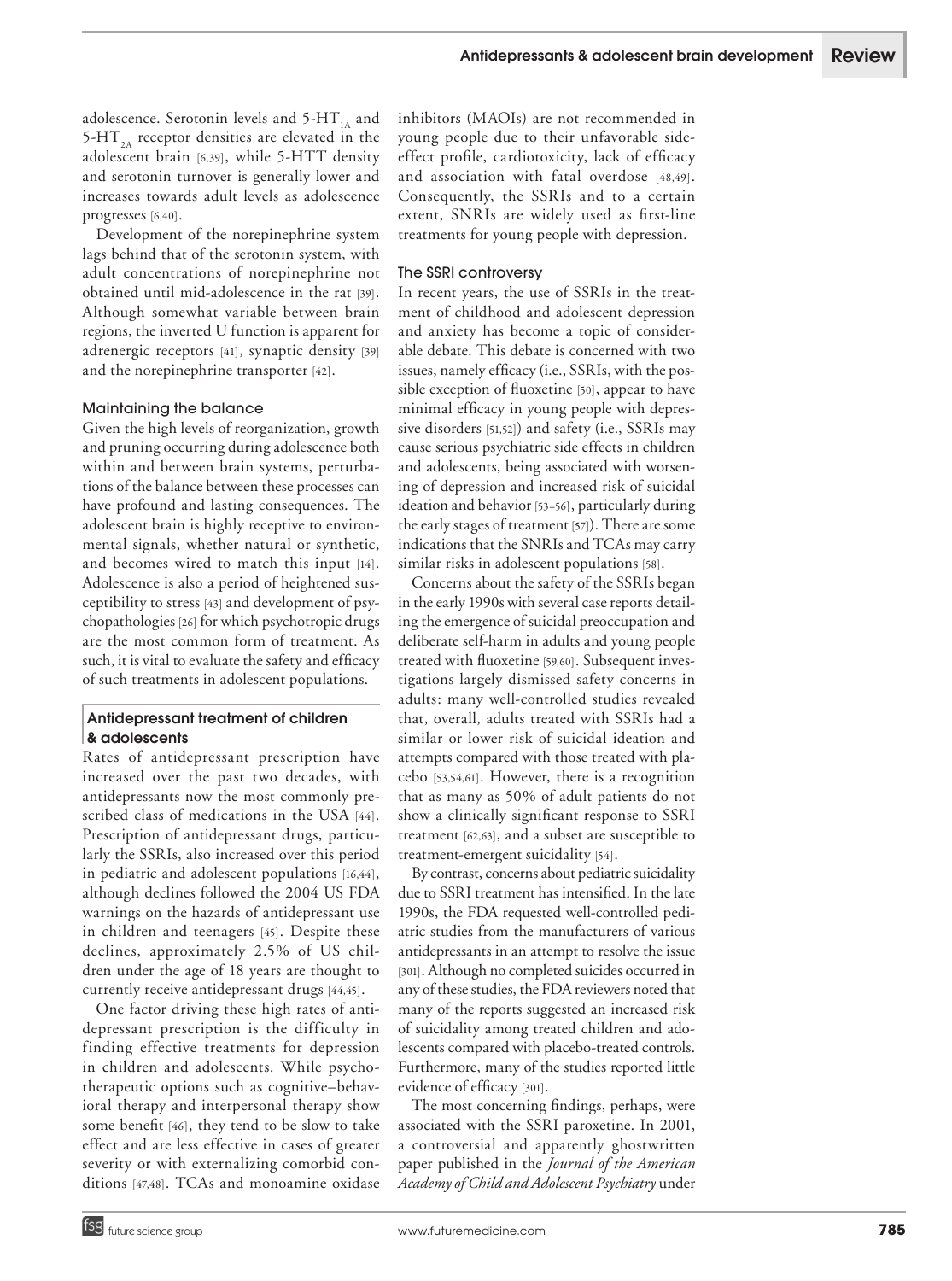adolescence. Serotonin levels and 5-$HT_{1A}$ and 5-$HT_{2A}$ receptor densities are elevated in the adolescent brain [6,39], while 5-HTT density and serotonin turnover is generally lower and increases towards adult levels as adolescence progresses [6,40].

Development of the norepinephrine system lags behind that of the serotonin system, with adult concentrations of norepinephrine not obtained until mid-adolescence in the rat [39]. Although somewhat variable between brain regions, the inverted U function is apparent for adrenergic receptors [41], synaptic density [39] and the norepinephrine transporter [42].

### Maintaining the balance

Given the high levels of reorganization, growth and pruning occurring during adolescence both within and between brain systems, perturbations of the balance between these processes can have profound and lasting consequences. The adolescent brain is highly receptive to environmental signals, whether natural or synthetic, and becomes wired to match this input [14]. Adolescence is also a period of heightened susceptibility to stress [43] and development of psychopathologies [26] for which psychotropic drugs are the most common form of treatment. As such, it is vital to evaluate the safety and efficacy of such treatments in adolescent populations.

## Antidepressant treatment of children & adolescents

Rates of antidepressant prescription have increased over the past two decades, with antidepressants now the most commonly prescribed class of medications in the USA [44]. Prescription of antidepressant drugs, particularly the SSRIs, also increased over this period in pediatric and adolescent populations [16,44], although declines followed the 2004 US FDA warnings on the hazards of antidepressant use in children and teenagers [45]. Despite these declines, approximately 2.5% of US children under the age of 18 years are thought to currently receive antidepressant drugs [44,45].

One factor driving these high rates of antidepressant prescription is the difficulty in finding effective treatments for depression in children and adolescents. While psychotherapeutic options such as cognitive–behavioral therapy and interpersonal therapy show some benefit [46], they tend to be slow to take effect and are less effective in cases of greater severity or with externalizing comorbid conditions [47,48]. TCAs and monoamine oxidase inhibitors (MAOIs) are not recommended in young people due to their unfavorable side-effect profile, cardiotoxicity, lack of efficacy and association with fatal overdose [48,49]. Consequently, the SSRIs and to a certain extent, SNRIs are widely used as first-line treatments for young people with depression.

### The SSRI controversy

In recent years, the use of SSRIs in the treatment of childhood and adolescent depression and anxiety has become a topic of considerable debate. This debate is concerned with two issues, namely efficacy (i.e., SSRIs, with the possible exception of fluoxetine [50], appear to have minimal efficacy in young people with depressive disorders [51,52]) and safety (i.e., SSRIs may cause serious psychiatric side effects in children and adolescents, being associated with worsening of depression and increased risk of suicidal ideation and behavior [53–56], particularly during the early stages of treatment [57]). There are some indications that the SNRIs and TCAs may carry similar risks in adolescent populations [58].

Concerns about the safety of the SSRIs began in the early 1990s with several case reports detailing the emergence of suicidal preoccupation and deliberate self-harm in adults and young people treated with fluoxetine [59,60]. Subsequent investigations largely dismissed safety concerns in adults: many well-controlled studies revealed that, overall, adults treated with SSRIs had a similar or lower risk of suicidal ideation and attempts compared with those treated with placebo [53,54,61]. However, there is a recognition that as many as 50% of adult patients do not show a clinically significant response to SSRI treatment [62,63], and a subset are susceptible to treatment-emergent suicidality [54].

By contrast, concerns about pediatric suicidality due to SSRI treatment has intensified. In the late 1990s, the FDA requested well-controlled pediatric studies from the manufacturers of various antidepressants in an attempt to resolve the issue [301]. Although no completed suicides occurred in any of these studies, the FDA reviewers noted that many of the reports suggested an increased risk of suicidality among treated children and adolescents compared with placebo-treated controls. Furthermore, many of the studies reported little evidence of efficacy [301].

The most concerning findings, perhaps, were associated with the SSRI paroxetine. In 2001, a controversial and apparently ghostwritten paper published in the *Journal of the American Academy of Child and Adolescent Psychiatry* under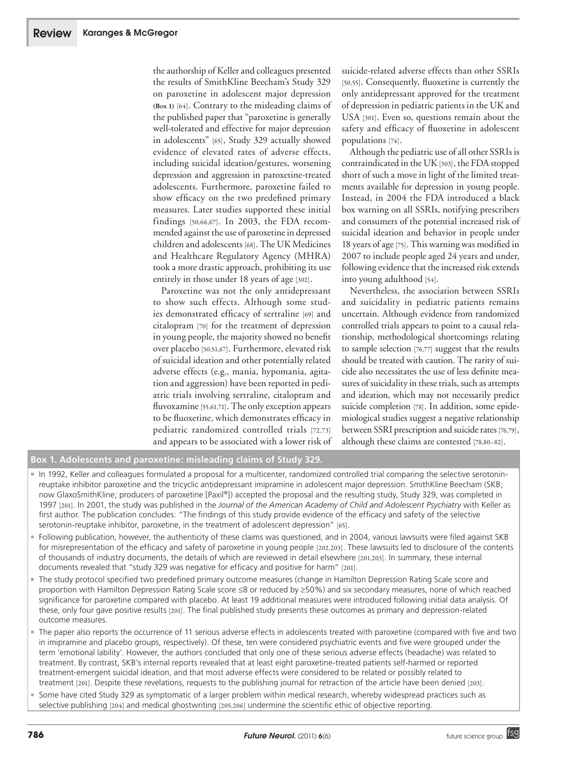the authorship of Keller and colleagues presented the results of SmithKline Beecham's Study 329 on paroxetine in adolescent major depression (Box 1) [64]. Contrary to the misleading claims of the published paper that "paroxetine is generally well-tolerated and effective for major depression in adolescents" [65], Study 329 actually showed evidence of elevated rates of adverse effects, including suicidal ideation/gestures, worsening depression and aggression in paroxetine-treated adolescents. Furthermore, paroxetine failed to show efficacy on the two predefined primary measures. Later studies supported these initial findings [50,66,67]. In 2003, the FDA recommended against the use of paroxetine in depressed children and adolescents [68]. The UK Medicines and Healthcare Regulatory Agency (MHRA) took a more drastic approach, prohibiting its use entirely in those under 18 years of age [302].

Paroxetine was not the only antidepressant to show such effects. Although some studies demonstrated efficacy of sertraline [69] and citalopram [70] for the treatment of depression in young people, the majority showed no benefit over placebo [50,51,67]. Furthermore, elevated risk of suicidal ideation and other potentially related adverse effects (e.g., mania, hypomania, agitation and aggression) have been reported in pediatric trials involving sertraline, citalopram and fluvoxamine [55,61,71]. The only exception appears to be fluoxetine, which demonstrates efficacy in pediatric randomized controlled trials [72,73] and appears to be associated with a lower risk of suicide-related adverse effects than other SSRIs [50,55]. Consequently, fluoxetine is currently the only antidepressant approved for the treatment of depression in pediatric patients in the UK and USA [301]. Even so, questions remain about the safety and efficacy of fluoxetine in adolescent populations [74].

Although the pediatric use of all other SSRIs is contraindicated in the UK [303], the FDA stopped short of such a move in light of the limited treatments available for depression in young people. Instead, in 2004 the FDA introduced a black box warning on all SSRIs, notifying prescribers and consumers of the potential increased risk of suicidal ideation and behavior in people under 18 years of age [75]. This warning was modified in 2007 to include people aged 24 years and under, following evidence that the increased risk extends into young adulthood [54].

Nevertheless, the association between SSRIs and suicidality in pediatric patients remains uncertain. Although evidence from randomized controlled trials appears to point to a causal relationship, methodological shortcomings relating to sample selection [76,77] suggest that the results should be treated with caution. The rarity of suicide also necessitates the use of less definite measures of suicidality in these trials, such as attempts and ideation, which may not necessarily predict suicide completion [78]. In addition, some epidemiological studies suggest a negative relationship between SSRI prescription and suicide rates [76,79], although these claims are contested [78,80–82].

**Box 1. Adolescents and paroxetine: misleading claims of Study 329.**

- In 1992, Keller and colleagues formulated a proposal for a multicenter, randomized controlled trial comparing the selective serotonin-reuptake inhibitor paroxetine and the tricyclic antidepressant imipramine in adolescent major depression. SmithKline Beecham (SKB; now GlaxoSmithKline; producers of paroxetine [Paxil®]) accepted the proposal and the resulting study, Study 329, was completed in 1997 [201]. In 2001, the study was published in the *Journal of the American Academy of Child and Adolescent Psychiatry* with Keller as first author. The publication concludes: "The findings of this study provide evidence of the efficacy and safety of the selective serotonin-reuptake inhibitor, paroxetine, in the treatment of adolescent depression" [65].
- Following publication, however, the authenticity of these claims was questioned, and in 2004, various lawsuits were filed against SKB for misrepresentation of the efficacy and safety of paroxetine in young people [202,203]. These lawsuits led to disclosure of the contents of thousands of industry documents, the details of which are reviewed in detail elsewhere [201,203]. In summary, these internal documents revealed that "study 329 was negative for efficacy and positive for harm" [201].
- The study protocol specified two predefined primary outcome measures (change in Hamilton Depression Rating Scale score and proportion with Hamilton Depression Rating Scale score ≤8 or reduced by ≥50%) and six secondary measures, none of which reached significance for paroxetine compared with placebo. At least 19 additional measures were introduced following initial data analysis. Of these, only four gave positive results [201]. The final published study presents these outcomes as primary and depression-related outcome measures.
- The paper also reports the occurrence of 11 serious adverse effects in adolescents treated with paroxetine (compared with five and two in imipramine and placebo groups, respectively). Of these, ten were considered psychiatric events and five were grouped under the term 'emotional lability'. However, the authors concluded that only one of these serious adverse effects (headache) was related to treatment. By contrast, SKB's internal reports revealed that at least eight paroxetine-treated patients self-harmed or reported treatment-emergent suicidal ideation, and that most adverse effects were considered to be related or possibly related to treatment [201]. Despite these revelations, requests to the publishing journal for retraction of the article have been denied [203].
- Some have cited Study 329 as symptomatic of a larger problem within medical research, whereby widespread practices such as selective publishing [204] and medical ghostwriting [205,206] undermine the scientific ethic of objective reporting.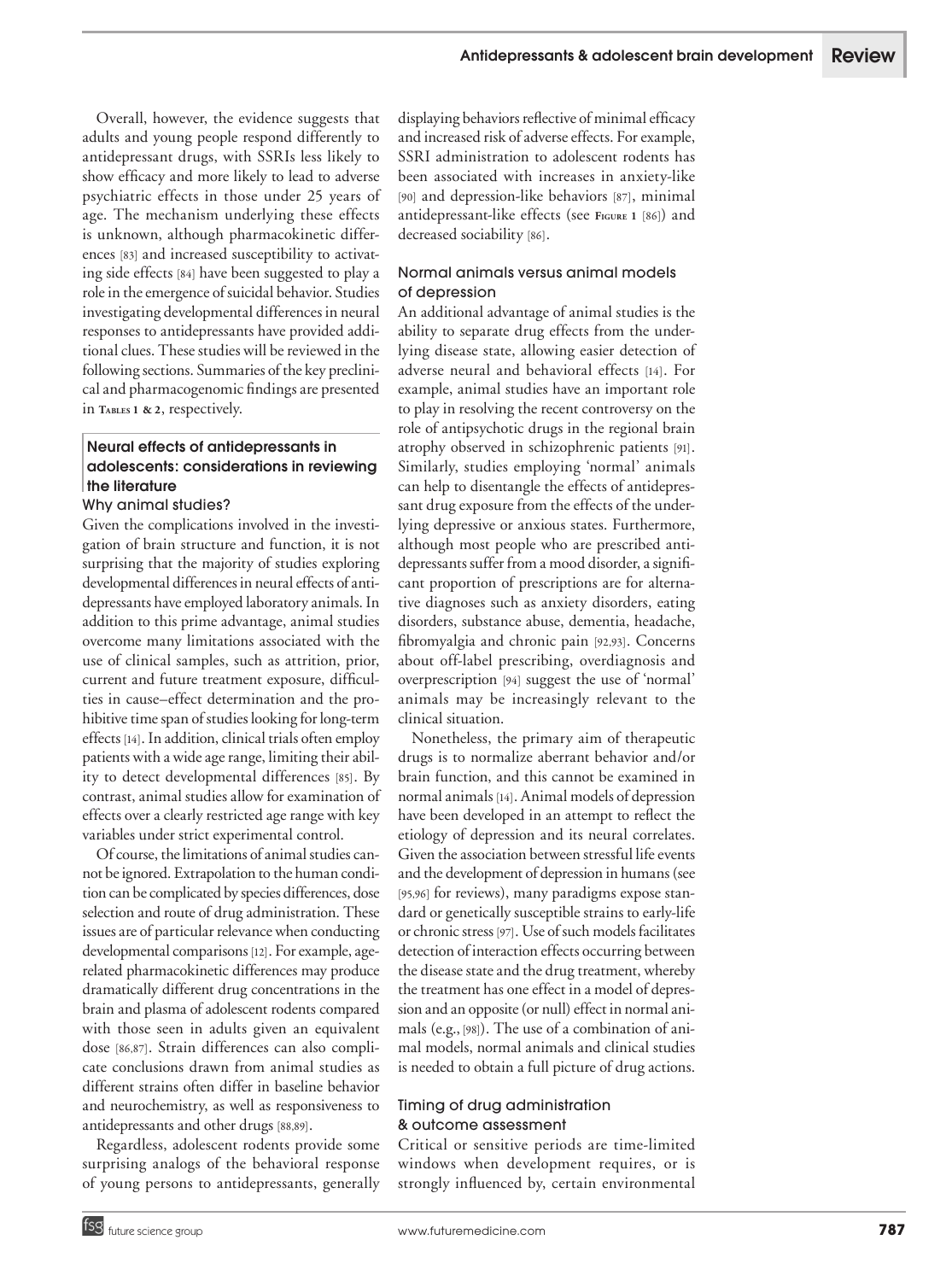Overall, however, the evidence suggests that adults and young people respond differently to antidepressant drugs, with SSRIs less likely to show efficacy and more likely to lead to adverse psychiatric effects in those under 25 years of age. The mechanism underlying these effects is unknown, although pharmacokinetic differences [83] and increased susceptibility to activating side effects [84] have been suggested to play a role in the emergence of suicidal behavior. Studies investigating developmental differences in neural responses to antidepressants have provided additional clues. These studies will be reviewed in the following sections. Summaries of the key preclinical and pharmacogenomic findings are presented in Tables 1 & 2, respectively.

## Neural effects of antidepressants in adolescents: considerations in reviewing the literature

### Why animal studies?

Given the complications involved in the investigation of brain structure and function, it is not surprising that the majority of studies exploring developmental differences in neural effects of antidepressants have employed laboratory animals. In addition to this prime advantage, animal studies overcome many limitations associated with the use of clinical samples, such as attrition, prior, current and future treatment exposure, difficulties in cause–effect determination and the prohibitive time span of studies looking for long-term effects [14]. In addition, clinical trials often employ patients with a wide age range, limiting their ability to detect developmental differences [85]. By contrast, animal studies allow for examination of effects over a clearly restricted age range with key variables under strict experimental control.

Of course, the limitations of animal studies cannot be ignored. Extrapolation to the human condition can be complicated by species differences, dose selection and route of drug administration. These issues are of particular relevance when conducting developmental comparisons [12]. For example, age-related pharmacokinetic differences may produce dramatically different drug concentrations in the brain and plasma of adolescent rodents compared with those seen in adults given an equivalent dose [86,87]. Strain differences can also complicate conclusions drawn from animal studies as different strains often differ in baseline behavior and neurochemistry, as well as responsiveness to antidepressants and other drugs [88,89].

Regardless, adolescent rodents provide some surprising analogs of the behavioral response of young persons to antidepressants, generally displaying behaviors reflective of minimal efficacy and increased risk of adverse effects. For example, SSRI administration to adolescent rodents has been associated with increases in anxiety-like [90] and depression-like behaviors [87], minimal antidepressant-like effects (see Figure 1 [86]) and decreased sociability [86].

### Normal animals versus animal models of depression

An additional advantage of animal studies is the ability to separate drug effects from the underlying disease state, allowing easier detection of adverse neural and behavioral effects [14]. For example, animal studies have an important role to play in resolving the recent controversy on the role of antipsychotic drugs in the regional brain atrophy observed in schizophrenic patients [91]. Similarly, studies employing 'normal' animals can help to disentangle the effects of antidepressant drug exposure from the effects of the underlying depressive or anxious states. Furthermore, although most people who are prescribed antidepressants suffer from a mood disorder, a significant proportion of prescriptions are for alternative diagnoses such as anxiety disorders, eating disorders, substance abuse, dementia, headache, fibromyalgia and chronic pain [92,93]. Concerns about off-label prescribing, overdiagnosis and overprescription [94] suggest the use of 'normal' animals may be increasingly relevant to the clinical situation.

Nonetheless, the primary aim of therapeutic drugs is to normalize aberrant behavior and/or brain function, and this cannot be examined in normal animals [14]. Animal models of depression have been developed in an attempt to reflect the etiology of depression and its neural correlates. Given the association between stressful life events and the development of depression in humans (see [95,96] for reviews), many paradigms expose standard or genetically susceptible strains to early-life or chronic stress [97]. Use of such models facilitates detection of interaction effects occurring between the disease state and the drug treatment, whereby the treatment has one effect in a model of depression and an opposite (or null) effect in normal animals (e.g., [98]). The use of a combination of animal models, normal animals and clinical studies is needed to obtain a full picture of drug actions.

### Timing of drug administration & outcome assessment

Critical or sensitive periods are time-limited windows when development requires, or is strongly influenced by, certain environmental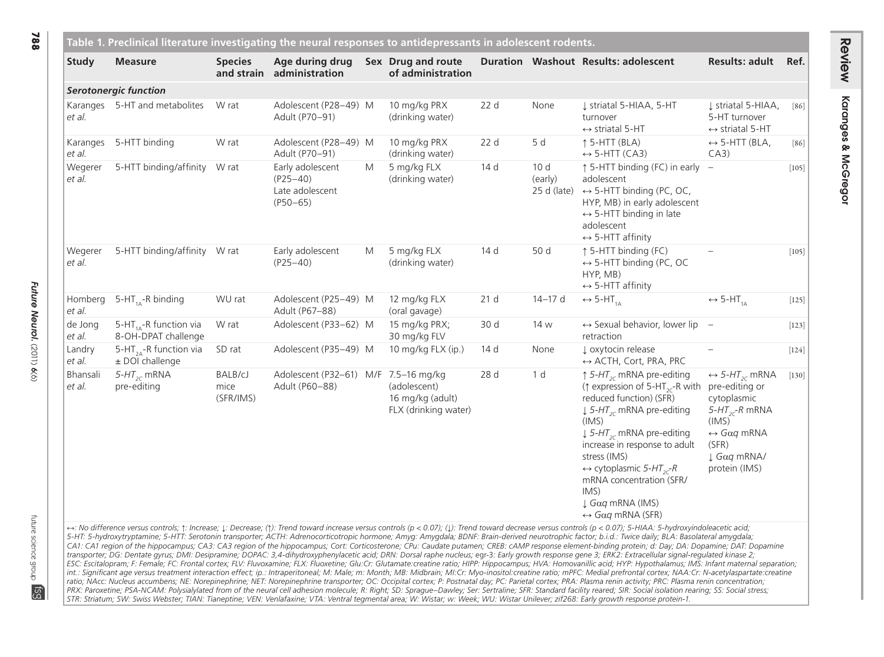**Table 1. Preclinical literature investigating the neural responses to antidepressants in adolescent rodents.**

| Study | Measure | Species and strain | Age during drug administration | Sex | Drug and route of administration | Duration | Washout | Results: adolescent | Results: adult | Ref. |
|---|---|---|---|---|---|---|---|---|---|---|
| ***Serotonergic function*** | | | | | | | | | | |
| Karanges *et al.* | 5-HT and metabolites | W rat | Adolescent (P28–49) Adult (P70–91) | M | 10 mg/kg PRX (drinking water) | 22 d | None | ↓ striatal 5-HIAA, 5-HT turnover ↔ striatal 5-HT | ↓ striatal 5-HIAA, 5-HT turnover ↔ striatal 5-HT | [86] |
| Karanges *et al.* | 5-HTT binding | W rat | Adolescent (P28–49) Adult (P70–91) | M | 10 mg/kg PRX (drinking water) | 22 d | 5 d | ↑ 5-HTT (BLA) ↔ 5-HTT (CA3) | ↔ 5-HTT (BLA, CA3) | [86] |
| Wegerer *et al.* | 5-HTT binding/affinity | W rat | Early adolescent (P25–40) Late adolescent (P50–65) | M | 5 mg/kg FLX (drinking water) | 14 d | 10 d (early) 25 d (late) | ↑ 5-HTT binding (FC) in early adolescent ↔ 5-HTT binding (PC, OC, HYP, MB) in early adolescent ↔ 5-HTT binding in late adolescent ↔ 5-HTT affinity | – | [105] |
| Wegerer *et al.* | 5-HTT binding/affinity | W rat | Early adolescent (P25–40) | M | 5 mg/kg FLX (drinking water) | 14 d | 50 d | ↑ 5-HTT binding (FC) ↔ 5-HTT binding (PC, OC HYP, MB) ↔ 5-HTT affinity | – | [105] |
| Homberg *et al.* | $5\text{-HT}_{1A}$-R binding | WU rat | Adolescent (P25–49) Adult (P67–88) | M | 12 mg/kg FLX (oral gavage) | 21 d | 14–17 d | ↔ $5\text{-HT}_{1A}$ | ↔ $5\text{-HT}_{1A}$ | [125] |
| de Jong *et al.* | $5\text{-HT}_{1A}$-R function via 8-OH-DPAT challenge | W rat | Adolescent (P33–62) | M | 15 mg/kg PRX; 30 mg/kg FLV | 30 d | 14 w | ↔ Sexual behavior, lower lip retraction | – | [123] |
| Landry *et al.* | $5\text{-HT}_{2A}$-R function via ± DOI challenge | SD rat | Adolescent (P35–49) | M | 10 mg/kg FLX (ip.) | 14 d | None | ↓ oxytocin release ↔ ACTH, Cort, PRA, PRC | – | [124] |
| Bhansali *et al.* | *$5\text{-HT}_{2C}$* mRNA pre-editing | BALB/cJ mice (SFR/IMS) | Adolescent (P32–61) Adult (P60–88) | M/F | 7.5–16 mg/kg (adolescent) 16 mg/kg (adult) FLX (drinking water) | 28 d | 1 d | ↑ *$5\text{-HT}_{2C}$* mRNA pre-editing (↑ expression of $5\text{-HT}_{2C}$-R with reduced function) (SFR) ↓ *$5\text{-HT}_{2C}$* mRNA pre-editing (IMS) ↓ *$5\text{-HT}_{2C}$* mRNA pre-editing increase in response to adult stress (IMS) ↔ cytoplasmic *$5\text{-HT}_{2C}$-R* mRNA concentration (SFR/IMS) ↓ *Gαq* mRNA (IMS) ↔ *Gαq* mRNA (SFR) | ↔ *$5\text{-HT}_{2C}$* mRNA pre-editing or cytoplasmic *$5\text{-HT}_{2C}$-R* mRNA (IMS) ↔ *Gαq* mRNA (SFR) ↓ *Gαq* mRNA/protein (IMS) | [130] |

*↔: No difference versus controls; ↑: Increase; ↓: Decrease; (↑): Trend toward increase versus controls (p < 0.07); (↓): Trend toward decrease versus controls (p < 0.07); 5-HIAA: 5-hydroxyindoleacetic acid; 5-HT: 5-hydroxytryptamine; 5-HTT: Serotonin transporter; ACTH: Adrenocorticotropic hormone; Amyg: Amygdala; BDNF: Brain-derived neurotrophic factor; b.i.d.: Twice daily; BLA: Basolateral amygdala; CA1: CA1 region of the hippocampus; CA3: CA3 region of the hippocampus; Cort: Corticosterone; CPu: Caudate putamen; CREB: cAMP response element-binding protein; d: Day; DA: Dopamine; DAT: Dopamine transporter; DG: Dentate gyrus; DMI: Desipramine; DOPAC: 3,4-dihydroxyphenylacetic acid; DRN: Dorsal raphe nucleus; egr-3: Early growth response gene 3; ERK2: Extracellular signal-regulated kinase 2; ESC: Escitalopram; F: Female; FC: Frontal cortex; FLV: Fluvoxamine; FLX: Fluoxetine; Glu:Cr: Glutamate:creatine ratio; HIPP: Hippocampus; HVA: Homovanillic acid; HYP: Hypothalamus; IMS: Infant maternal separation; int.: Significant age versus treatment interaction effect; ip.: Intraperitoneal; M: Male; m: Month; MB: Midbrain; MI:Cr: Myo-inositol:creatine ratio; mPFC: Medial prefrontal cortex; NAA:Cr: N-acetylaspartate:creatine ratio; NAcc: Nucleus accumbens; NE: Norepinephrine; NET: Norepinephrine transporter; OC: Occipital cortex; P: Postnatal day; PC: Parietal cortex; PRA: Plasma renin activity; PRC: Plasma renin concentration; PRX: Paroxetine; PSA-NCAM: Polysialylated from of the neural cell adhesion molecule; R: Right; SD: Sprague–Dawley; Ser: Sertraline; SFR: Standard facility reared; SIR: Social isolation rearing; SS: Social stress; STR: Striatum; SW: Swiss Webster; TIAN: Tianeptine; VEN: Venlafaxine; VTA: Ventral tegmental area; W: Wistar; w: Week; WU: Wistar Unilever; zif268: Early growth response protein-1.*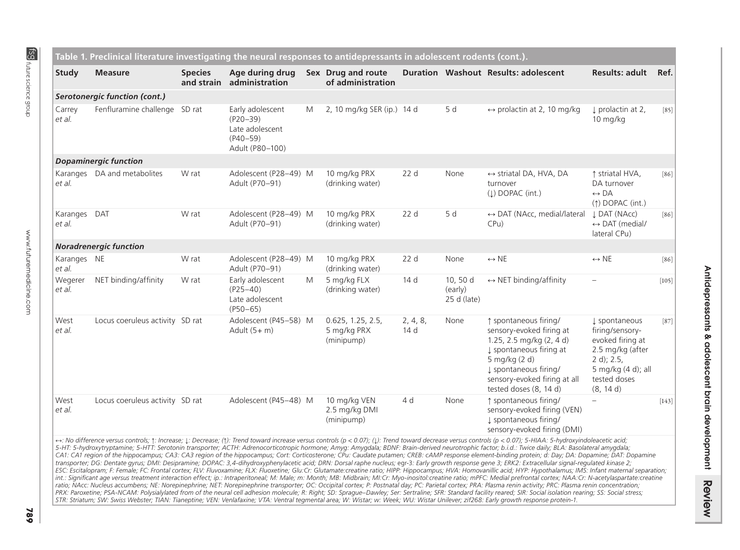**Table 1. Preclinical literature investigating the neural responses to antidepressants in adolescent rodents (cont.).**

| Study | Measure | Species and strain | Age during drug administration | Sex | Drug and route of administration | Duration | Washout | Results: adolescent | Results: adult | Ref. |
|---|---|---|---|---|---|---|---|---|---|---|
| ***Serotonergic function (cont.)*** | | | | | | | | | | |
| Carrey *et al.* | Fenfluramine challenge | SD rat | Early adolescent (P20–39) Late adolescent (P40–59) Adult (P80–100) | M | 2, 10 mg/kg SER (ip.) | 14 d | 5 d | ↔ prolactin at 2, 10 mg/kg | ↓ prolactin at 2, 10 mg/kg | [85] |
| ***Dopaminergic function*** | | | | | | | | | | |
| Karanges *et al.* | DA and metabolites | W rat | Adolescent (P28–49) Adult (P70–91) | M | 10 mg/kg PRX (drinking water) | 22 d | None | ↔ striatal DA, HVA, DA turnover (↓) DOPAC (int.) | ↑ striatal HVA, DA turnover ↔ DA (↑) DOPAC (int.) | [86] |
| Karanges *et al.* | DAT | W rat | Adolescent (P28–49) Adult (P70–91) | M | 10 mg/kg PRX (drinking water) | 22 d | 5 d | ↔ DAT (NAcc, medial/lateral CPu) | ↓ DAT (NAcc) ↔ DAT (medial/lateral CPu) | [86] |
| ***Noradrenergic function*** | | | | | | | | | | |
| Karanges *et al.* | NE | W rat | Adolescent (P28–49) Adult (P70–91) | M | 10 mg/kg PRX (drinking water) | 22 d | None | ↔ NE | ↔ NE | [86] |
| Wegerer *et al.* | NET binding/affinity | W rat | Early adolescent (P25–40) Late adolescent (P50–65) | M | 5 mg/kg FLX (drinking water) | 14 d | 10, 50 d (early) 25 d (late) | ↔ NET binding/affinity | – | [105] |
| West *et al.* | Locus coeruleus activity | SD rat | Adolescent (P45–58) Adult (5+ m) | M | 0.625, 1.25, 2.5, 5 mg/kg PRX (minipump) | 2, 4, 8, 14 d | None | ↑ spontaneous firing/ sensory-evoked firing at 1.25, 2.5 mg/kg (2, 4 d) ↓ spontaneous firing at 5 mg/kg (2 d) ↓ spontaneous firing/ sensory-evoked firing at all tested doses (8, 14 d) | ↓ spontaneous firing/sensory-evoked firing at 2.5 mg/kg (after 2 d); 2.5, 5 mg/kg (4 d); all tested doses (8, 14 d) | [87] |
| West *et al.* | Locus coeruleus activity | SD rat | Adolescent (P45–48) | M | 10 mg/kg VEN 2.5 mg/kg DMI (minipump) | 4 d | None | ↑ spontaneous firing/ sensory-evoked firing (VEN) ↓ spontaneous firing/ sensory-evoked firing (DMI) | – | [143] |

*↔: No difference versus controls; ↑: Increase; ↓: Decrease; (↑): Trend toward increase versus controls (p < 0.07); (↓): Trend toward decrease versus controls (p < 0.07); 5-HIAA: 5-hydroxyindoleacetic acid; 5-HT: 5-hydroxytryptamine; 5-HTT: Serotonin transporter; ACTH: Adrenocorticotropic hormone; Amyg: Amygdala; BDNF: Brain-derived neurotrophic factor; b.i.d.: Twice daily; BLA: Basolateral amygdala; CA1: CA1 region of the hippocampus; CA3: CA3 region of the hippocampus; Cort: Corticosterone; CPu: Caudate putamen; CREB: cAMP response element-binding protein; d: Day; DA: Dopamine; DAT: Dopamine transporter; DG: Dentate gyrus; DMI: Desipramine; DOPAC: 3,4-dihydroxyphenylacetic acid; DRN: Dorsal raphe nucleus; egr-3: Early growth response gene 3; ERK2: Extracellular signal-regulated kinase 2; ESC: Escitalopram; F: Female; FC: Frontal cortex; FLV: Fluvoxamine; FLX: Fluoxetine; Glu:Cr: Glutamate:creatine ratio; HIPP: Hippocampus; HVA: Homovanillic acid; HYP: Hypothalamus; IMS: Infant maternal separation; int.: Significant age versus treatment interaction effect; ip.: Intraperitoneal; M: Male; m: Month; MB: Midbrain; MI:Cr: Myo-inositol:creatine ratio; mPFC: Medial prefrontal cortex; NAA:Cr: N-acetylaspartate:creatine ratio; NAcc: Nucleus accumbens; NE: Norepinephrine; NET: Norepinephrine transporter; OC: Occipital cortex; P: Postnatal day; PC: Parietal cortex; PRA: Plasma renin activity; PRC: Plasma renin concentration; PRX: Paroxetine; PSA-NCAM: Polysialylated from of the neural cell adhesion molecule; R: Right; SD: Sprague–Dawley; Ser: Sertraline; SFR: Standard facility reared; SIR: Social isolation rearing; SS: Social stress; STR: Striatum; SW: Swiss Webster; TIAN: Tianeptine; VEN: Venlafaxine; VTA: Ventral tegmental area; W: Wistar; w: Week; WU: Wistar Unilever; zif268: Early growth response protein-1.*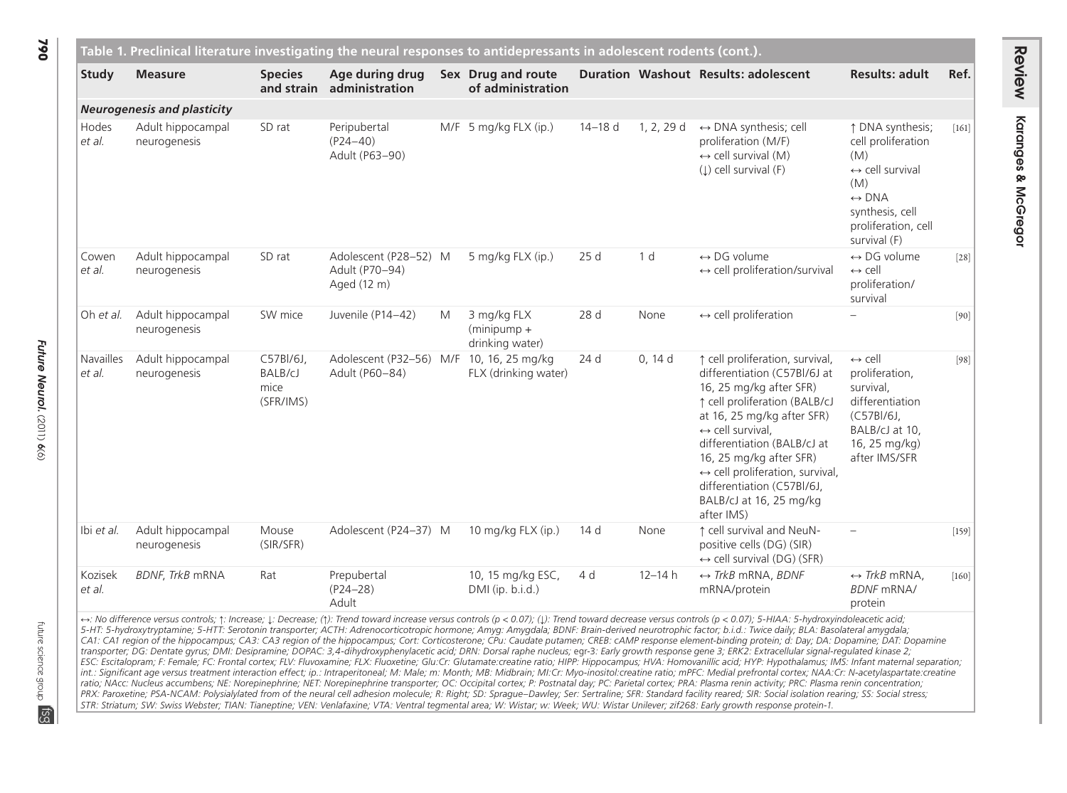**Table 1. Preclinical literature investigating the neural responses to antidepressants in adolescent rodents (cont.).**

| Study | Measure | Species and strain | Age during drug administration | Sex | Drug and route of administration | Duration | Washout | Results: adolescent | Results: adult | Ref. |
|---|---|---|---|---|---|---|---|---|---|---|
| ***Neurogenesis and plasticity*** | | | | | | | | | | |
| Hodes *et al.* | Adult hippocampal neurogenesis | SD rat | Peripubertal (P24–40) Adult (P63–90) | M/F | 5 mg/kg FLX (ip.) | 14–18 d | 1, 2, 29 d | ↔ DNA synthesis; cell proliferation (M/F) ↔ cell survival (M) (↓) cell survival (F) | ↑ DNA synthesis; cell proliferation (M) ↔ cell survival (M) ↔ DNA synthesis, cell proliferation, cell survival (F) | [161] |
| Cowen *et al.* | Adult hippocampal neurogenesis | SD rat | Adolescent (P28–52) Adult (P70–94) Aged (12 m) | M | 5 mg/kg FLX (ip.) | 25 d | 1 d | ↔ DG volume ↔ cell proliferation/survival | ↔ DG volume ↔ cell proliferation/ survival | [28] |
| Oh *et al.* | Adult hippocampal neurogenesis | SW mice | Juvenile (P14–42) | M | 3 mg/kg FLX (minipump + drinking water) | 28 d | None | ↔ cell proliferation | – | [90] |
| Navailles *et al.* | Adult hippocampal neurogenesis | C57Bl/6J, BALB/cJ mice (SFR/IMS) | Adolescent (P32–56) Adult (P60–84) | M/F | 10, 16, 25 mg/kg FLX (drinking water) | 24 d | 0, 14 d | ↑ cell proliferation, survival, differentiation (C57Bl/6J at 16, 25 mg/kg after SFR) ↑ cell proliferation (BALB/cJ at 16, 25 mg/kg after SFR) ↔ cell survival, differentiation (BALB/cJ at 16, 25 mg/kg after SFR) ↔ cell proliferation, survival, differentiation (C57Bl/6J, BALB/cJ at 16, 25 mg/kg after IMS) | ↔ cell proliferation, survival, differentiation (C57Bl/6J, BALB/cJ at 10, 16, 25 mg/kg) after IMS/SFR | [98] |
| Ibi *et al.* | Adult hippocampal neurogenesis | Mouse (SIR/SFR) | Adolescent (P24–37) | M | 10 mg/kg FLX (ip.) | 14 d | None | ↑ cell survival and NeuN-positive cells (DG) (SIR) ↔ cell survival (DG) (SFR) | – | [159] |
| Kozisek *et al.* | *BDNF*, *TrkB* mRNA | Rat | Prepubertal (P24–28) Adult | | 10, 15 mg/kg ESC, DMI (ip. b.i.d.) | 4 d | 12–14 h | ↔ *TrkB* mRNA, *BDNF* mRNA/protein | ↔ *TrkB* mRNA, *BDNF* mRNA/ protein | [160] |

*↔: No difference versus controls; ↑: Increase; ↓: Decrease; (↑): Trend toward increase versus controls ($p < 0.07$); (↓): Trend toward decrease versus controls ($p < 0.07$); 5-HIAA: 5-hydroxyindoleacetic acid; 5-HT: 5-hydroxytryptamine; 5-HTT: Serotonin transporter; ACTH: Adrenocorticotropic hormone; Amyg: Amygdala; BDNF: Brain-derived neurotrophic factor; b.i.d.: Twice daily; BLA: Basolateral amygdala; CA1: CA1 region of the hippocampus; CA3: CA3 region of the hippocampus; Cort: Corticosterone; CPu: Caudate putamen; CREB: cAMP response element-binding protein; d: Day; DA: Dopamine; DAT: Dopamine transporter; DG: Dentate gyrus; DMI: Desipramine; DOPAC: 3,4-dihydroxyphenylacetic acid; DRN: Dorsal raphe nucleus; egr-3: Early growth response gene 3; ERK2: Extracellular signal-regulated kinase 2; ESC: Escitalopram; F: Female; FC: Frontal cortex; FLV: Fluvoxamine; FLX: Fluoxetine; Glu:Cr: Glutamate:creatine ratio; HIPP: Hippocampus; HVA: Homovanillic acid; HYP: Hypothalamus; IMS: Infant maternal separation; int.: Significant age versus treatment interaction effect; ip.: Intraperitoneal; M: Male; m: Month; MB: Midbrain; MI:Cr: Myo-inositol:creatine ratio; mPFC: Medial prefrontal cortex; NAA:Cr: N-acetylaspartate:creatine ratio; NAcc: Nucleus accumbens; NE: Norepinephrine; NET: Norepinephrine transporter; OC: Occipital cortex; P: Postnatal day; PC: Parietal cortex; PRA: Plasma renin activity; PRC: Plasma renin concentration; PRX: Paroxetine; PSA-NCAM: Polysialylated from of the neural cell adhesion molecule; R: Right; SD: Sprague–Dawley; Ser: Sertraline; SFR: Standard facility reared; SIR: Social isolation rearing; SS: Social stress; STR: Striatum; SW: Swiss Webster; TIAN: Tianeptine; VEN: Venlafaxine; VTA: Ventral tegmental area; W: Wistar; w: Week; WU: Wistar Unilever; zif268: Early growth response protein-1.*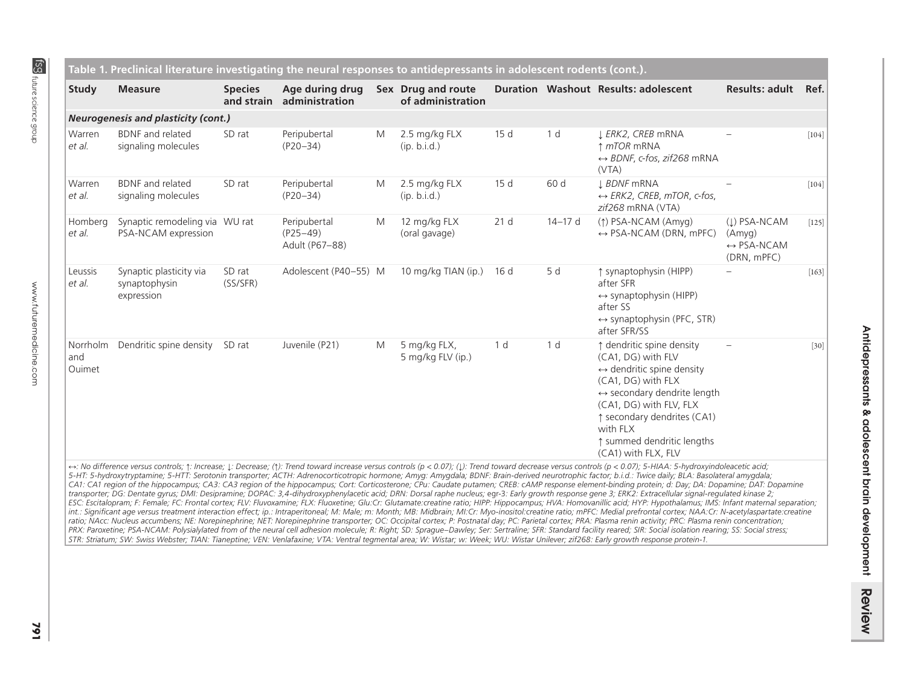**Table 1. Preclinical literature investigating the neural responses to antidepressants in adolescent rodents (cont.).**

| Study | Measure | Species and strain | Age during drug administration | Sex | Drug and route of administration | Duration | Washout | Results: adolescent | Results: adult | Ref. |
|---|---|---|---|---|---|---|---|---|---|---|
| ***Neurogenesis and plasticity (cont.)*** | | | | | | | | | | |
| Warren *et al.* | BDNF and related signaling molecules | SD rat | Peripubertal (P20–34) | M | 2.5 mg/kg FLX (ip. b.i.d.) | 15 d | 1 d | ↓ *ERK2*, *CREB* mRNA<br>↑ *mTOR* mRNA<br>↔ *BDNF*, *c-fos*, *zif268* mRNA (VTA) | – | [104] |
| Warren *et al.* | BDNF and related signaling molecules | SD rat | Peripubertal (P20–34) | M | 2.5 mg/kg FLX (ip. b.i.d.) | 15 d | 60 d | ↓ *BDNF* mRNA<br>↔ *ERK2*, *CREB*, *mTOR*, *c-fos*, *zif268* mRNA (VTA) | – | [104] |
| Homberg *et al.* | Synaptic remodeling via PSA-NCAM expression | WU rat | Peripubertal (P25–49)<br>Adult (P67–88) | M | 12 mg/kg FLX (oral gavage) | 21 d | 14–17 d | (↑) PSA-NCAM (Amyg)<br>↔ PSA-NCAM (DRN, mPFC) | (↓) PSA-NCAM (Amyg)<br>↔ PSA-NCAM (DRN, mPFC) | [125] |
| Leussis *et al.* | Synaptic plasticity via synaptophysin expression | SD rat (SS/SFR) | Adolescent (P40–55) | M | 10 mg/kg TIAN (ip.) | 16 d | 5 d | ↑ synaptophysin (HIPP) after SFR<br>↔ synaptophysin (HIPP) after SS<br>↔ synaptophysin (PFC, STR) after SFR/SS | – | [163] |
| Norrholm and Ouimet | Dendritic spine density | SD rat | Juvenile (P21) | M | 5 mg/kg FLX, 5 mg/kg FLV (ip.) | 1 d | 1 d | ↑ dendritic spine density (CA1, DG) with FLV<br>↔ dendritic spine density (CA1, DG) with FLX<br>↔ secondary dendrite length (CA1, DG) with FLV, FLX<br>↑ secondary dendrites (CA1) with FLX<br>↑ summed dendritic lengths (CA1) with FLX, FLV | – | [30] |

*↔: No difference versus controls; ↑: Increase; ↓: Decrease; (↑): Trend toward increase versus controls (p < 0.07); (↓): Trend toward decrease versus controls (p < 0.07); 5-HIAA: 5-hydroxyindoleacetic acid; 5-HT: 5-hydroxytryptamine; 5-HTT: Serotonin transporter; ACTH: Adrenocorticotropic hormone; Amyg: Amygdala; BDNF: Brain-derived neurotrophic factor; b.i.d.: Twice daily; BLA: Basolateral amygdala; CA1: CA1 region of the hippocampus; CA3: CA3 region of the hippocampus; Cort: Corticosterone; CPu: Caudate putamen; CREB: cAMP response element-binding protein; d: Day; DA: Dopamine; DAT: Dopamine transporter; DG: Dentate gyrus; DMI: Desipramine; DOPAC: 3,4-dihydroxyphenylacetic acid; DRN: Dorsal raphe nucleus; egr-3: Early growth response gene 3; ERK2: Extracellular signal-regulated kinase 2; ESC: Escitalopram; F: Female; FC: Frontal cortex; FLV: Fluvoxamine; FLX: Fluoxetine; Glu:Cr: Glutamate:creatine ratio; HIPP: Hippocampus; HVA: Homovanillic acid; HYP: Hypothalamus; IMS: Infant maternal separation; int.: Significant age versus treatment interaction effect; ip.: Intraperitoneal; M: Male; m: Month; MB: Midbrain; MI:Cr: Myo-inositol:creatine ratio; mPFC: Medial prefrontal cortex; NAA:Cr: N-acetylaspartate:creatine ratio; NAcc: Nucleus accumbens; NE: Norepinephrine; NET: Norepinephrine transporter; OC: Occipital cortex; P: Postnatal day; PC: Parietal cortex; PRA: Plasma renin activity; PRC: Plasma renin concentration; PRX: Paroxetine; PSA-NCAM: Polysialylated from of the neural cell adhesion molecule; R: Right; SD: Sprague–Dawley; Ser: Sertraline; SFR: Standard facility reared; SIR: Social isolation rearing; SS: Social stress; STR: Striatum; SW: Swiss Webster; TIAN: Tianeptine; VEN: Venlafaxine; VTA: Ventral tegmental area; W: Wistar; w: Week; WU: Wistar Unilever; zif268: Early growth response protein-1.*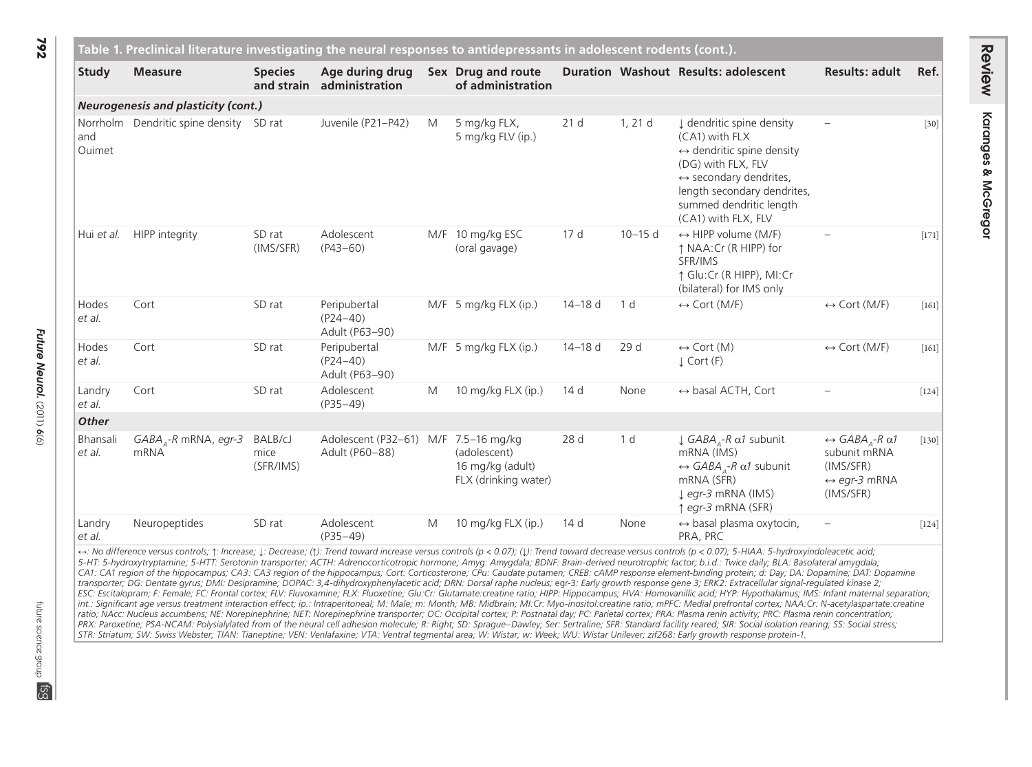**Table 1. Preclinical literature investigating the neural responses to antidepressants in adolescent rodents (cont.).**

| Study | Measure | Species and strain | Age during drug administration | Sex | Drug and route of administration | Duration | Washout | Results: adolescent | Results: adult | Ref. |
|---|---|---|---|---|---|---|---|---|---|---|
| ***Neurogenesis and plasticity (cont.)*** | | | | | | | | | | |
| Norrholm and Ouimet | Dendritic spine density | SD rat | Juvenile (P21–P42) | M | 5 mg/kg FLX, 5 mg/kg FLV (ip.) | 21 d | 1, 21 d | ↓ dendritic spine density (CA1) with FLX<br>↔ dendritic spine density (DG) with FLX, FLV<br>↔ secondary dendrites, length secondary dendrites, summed dendritic length (CA1) with FLX, FLV | – | [30] |
| Hui *et al.* | HIPP integrity | SD rat (IMS/SFR) | Adolescent (P43–60) | M/F | 10 mg/kg ESC (oral gavage) | 17 d | 10–15 d | ↔ HIPP volume (M/F)<br>↑ NAA:Cr (R HIPP) for SFR/IMS<br>↑ Glu:Cr (R HIPP), MI:Cr (bilateral) for IMS only | – | [171] |
| Hodes *et al.* | Cort | SD rat | Peripubertal (P24–40)<br>Adult (P63–90) | M/F | 5 mg/kg FLX (ip.) | 14–18 d | 1 d | ↔ Cort (M/F) | ↔ Cort (M/F) | [161] |
| Hodes *et al.* | Cort | SD rat | Peripubertal (P24–40)<br>Adult (P63–90) | M/F | 5 mg/kg FLX (ip.) | 14–18 d | 29 d | ↔ Cort (M)<br>↓ Cort (F) | ↔ Cort (M/F) | [161] |
| Landry *et al.* | Cort | SD rat | Adolescent (P35–49) | M | 10 mg/kg FLX (ip.) | 14 d | None | ↔ basal ACTH, Cort | – | [124] |
| ***Other*** | | | | | | | | | | |
| Bhansali *et al.* | *GABA$_A$-R* mRNA, *egr-3* mRNA | BALB/cJ mice (SFR/IMS) | Adolescent (P32–61)<br>Adult (P60–88) | M/F | 7.5–16 mg/kg (adolescent)<br>16 mg/kg (adult)<br>FLX (drinking water) | 28 d | 1 d | ↓ *GABA$_A$-R α1* subunit mRNA (IMS)<br>↔ *GABA$_A$-R α1* subunit mRNA (SFR)<br>↓ *egr-3* mRNA (IMS)<br>↑ *egr-3* mRNA (SFR) | ↔ *GABA$_A$-R α1* subunit mRNA (IMS/SFR)<br>↔ *egr-3* mRNA (IMS/SFR) | [130] |
| Landry *et al.* | Neuropeptides | SD rat | Adolescent (P35–49) | M | 10 mg/kg FLX (ip.) | 14 d | None | ↔ basal plasma oxytocin, PRA, PRC | – | [124] |

*↔: No difference versus controls; ↑: Increase; ↓: Decrease; (↑): Trend toward increase versus controls (p < 0.07); (↓): Trend toward decrease versus controls (p < 0.07); 5-HIAA: 5-hydroxyindoleacetic acid; 5-HT: 5-hydroxytryptamine; 5-HTT: Serotonin transporter; ACTH: Adrenocorticotropic hormone; Amyg: Amygdala; BDNF: Brain-derived neurotrophic factor; b.i.d.: Twice daily; BLA: Basolateral amygdala; CA1: CA1 region of the hippocampus; CA3: CA3 region of the hippocampus; Cort: Corticosterone; CPu: Caudate putamen; CREB: cAMP response element-binding protein; d: Day; DA: Dopamine; DAT: Dopamine transporter; DG: Dentate gyrus; DMI: Desipramine; DOPAC: 3,4-dihydroxyphenylacetic acid; DRN: Dorsal raphe nucleus; egr-3: Early growth response gene 3; ERK2: Extracellular signal-regulated kinase 2; ESC: Escitalopram; F: Female; FC: Frontal cortex; FLV: Fluvoxamine; FLX: Fluoxetine; Glu:Cr: Glutamate:creatine ratio; HIPP: Hippocampus; HVA: Homovanillic acid; HYP: Hypothalamus; IMS: Infant maternal separation; int.: Significant age versus treatment interaction effect; ip.: Intraperitoneal; M: Male; m: Month; MB: Midbrain; MI:Cr: Myo-inositol:creatine ratio; mPFC: Medial prefrontal cortex; NAA:Cr: N-acetylaspartate:creatine ratio; NAcc: Nucleus accumbens; NE: Norepinephrine; NET: Norepinephrine transporter; OC: Occipital cortex; P: Postnatal day; PC: Parietal cortex; PRA: Plasma renin activity; PRC: Plasma renin concentration; PRX: Paroxetine; PSA-NCAM: Polysialylated from of the neural cell adhesion molecule; R: Right; SD: Sprague–Dawley; Ser: Sertraline; SFR: Standard facility reared; SIR: Social isolation rearing; SS: Social stress; STR: Striatum; SW: Swiss Webster; TIAN: Tianeptine; VEN: Venlafaxine; VTA: Ventral tegmental area; W: Wistar; w: Week; WU: Wistar Unilever; zif268: Early growth response protein-1.*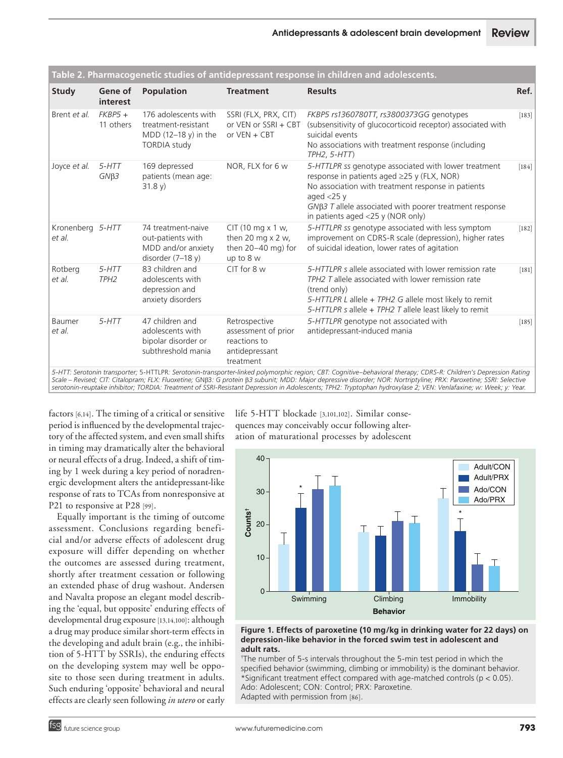**Table 2. Pharmacogenetic studies of antidepressant response in children and adolescents.**

| Study | Gene of interest | Population | Treatment | Results | Ref. |
|---|---|---|---|---|---|
| Brent *et al.* | *FKBP5* + 11 others | 176 adolescents with treatment-resistant MDD (12–18 y) in the TORDIA study | SSRI (FLX, PRX, CIT) or VEN or SSRI + CBT or VEN + CBT | *FKBP5 rs1360780TT, rs3800373GG* genotypes (subsensitivity of glucocorticoid receptor) associated with suicidal events<br>No associations with treatment response (including *TPH2, 5-HTT*) | [183] |
| Joyce *et al.* | *5-HTT*<br>*GNβ3* | 169 depressed patients (mean age: 31.8 y) | NOR, FLX for 6 w | *5-HTTLPR ss* genotype associated with lower treatment response in patients aged ≥25 y (FLX, NOR)<br>No association with treatment response in patients aged <25 y<br>*GNβ3 T* allele associated with poorer treatment response in patients aged <25 y (NOR only) | [184] |
| Kronenberg *et al.* | *5-HTT* | 74 treatment-naive out-patients with MDD and/or anxiety disorder (7–18 y) | CIT (10 mg x 1 w, then 20 mg x 2 w, then 20–40 mg) for up to 8 w | *5-HTTLPR ss* genotype associated with less symptom improvement on CDRS-R scale (depression), higher rates of suicidal ideation, lower rates of agitation | [182] |
| Rotberg *et al.* | *5-HTT*<br>*TPH2* | 83 children and adolescents with depression and anxiety disorders | CIT for 8 w | *5-HTTLPR s* allele associated with lower remission rate<br>*TPH2 T* allele associated with lower remission rate (trend only)<br>*5-HTTLPR L* allele + *TPH2 G* allele most likely to remit<br>*5-HTTLPR s* allele + *TPH2 T* allele least likely to remit | [181] |
| Baumer *et al.* | *5-HTT* | 47 children and adolescents with bipolar disorder or subthreshold mania | Retrospective assessment of prior reactions to antidepressant treatment | *5-HTTLPR* genotype not associated with antidepressant-induced mania | [185] |

*5-HTT: Serotonin transporter; 5-HTTLPR: Serotonin-transporter-linked polymorphic region; CBT: Cognitive–behavioral therapy; CDRS-R: Children's Depression Rating Scale – Revised; CIT: Citalopram; FLX: Fluoxetine; GNβ3: G protein β3 subunit; MDD: Major depressive disorder; NOR: Nortriptyline; PRX: Paroxetine; SSRI: Selective serotonin-reuptake inhibitor; TORDIA: Treatment of SSRI-Resistant Depression in Adolescents; TPH2: Tryptophan hydroxylase 2; VEN: Venlafaxine; w: Week; y: Year.*

factors [6,14]. The timing of a critical or sensitive period is influenced by the developmental trajectory of the affected system, and even small shifts in timing may dramatically alter the behavioral or neural effects of a drug. Indeed, a shift of timing by 1 week during a key period of noradrenergic development alters the antidepressant-like response of rats to TCAs from nonresponsive at P21 to responsive at P28 [99].

Equally important is the timing of outcome assessment. Conclusions regarding beneficial and/or adverse effects of adolescent drug exposure will differ depending on whether the outcomes are assessed during treatment, shortly after treatment cessation or following an extended phase of drug washout. Andersen and Navalta propose an elegant model describing the 'equal, but opposite' enduring effects of developmental drug exposure [13,14,100]: although a drug may produce similar short-term effects in the developing and adult brain (e.g., the inhibition of 5-HTT by SSRIs), the enduring effects on the developing system may well be opposite to those seen during treatment in adults. Such enduring 'opposite' behavioral and neural effects are clearly seen following *in utero* or early life 5-HTT blockade [3,101,102]. Similar consequences may conceivably occur following alteration of maturational processes by adolescent

40
30
20
10
0
Counts†
Adult/CON
Adult/PRX
Ado/CON
Ado/PRX
*
*
Swimming
Climbing
Immobility
Behavior

**Figure 1. Effects of paroxetine (10 mg/kg in drinking water for 22 days) on depression-like behavior in the forced swim test in adolescent and adult rats.**
†The number of 5-s intervals throughout the 5-min test period in which the specified behavior (swimming, climbing or immobility) is the dominant behavior.
*Significant treatment effect compared with age-matched controls ($p < 0.05$).
Ado: Adolescent; CON: Control; PRX: Paroxetine.
Adapted with permission from [86].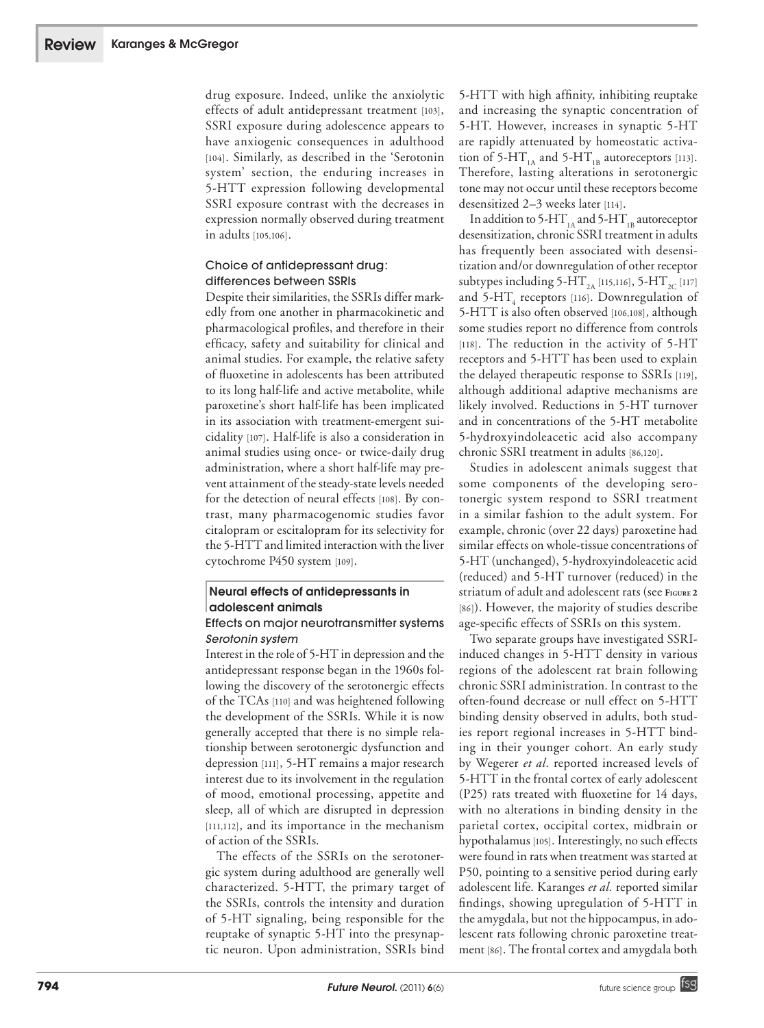drug exposure. Indeed, unlike the anxiolytic effects of adult antidepressant treatment [103], SSRI exposure during adolescence appears to have anxiogenic consequences in adulthood [104]. Similarly, as described in the 'Serotonin system' section, the enduring increases in 5-HTT expression following developmental SSRI exposure contrast with the decreases in expression normally observed during treatment in adults [105,106].

### Choice of antidepressant drug: differences between SSRIs

Despite their similarities, the SSRIs differ markedly from one another in pharmacokinetic and pharmacological profiles, and therefore in their efficacy, safety and suitability for clinical and animal studies. For example, the relative safety of fluoxetine in adolescents has been attributed to its long half-life and active metabolite, while paroxetine's short half-life has been implicated in its association with treatment-emergent suicidality [107]. Half-life is also a consideration in animal studies using once- or twice-daily drug administration, where a short half-life may prevent attainment of the steady-state levels needed for the detection of neural effects [108]. By contrast, many pharmacogenomic studies favor citalopram or escitalopram for its selectivity for the 5-HTT and limited interaction with the liver cytochrome P450 system [109].

## Neural effects of antidepressants in adolescent animals

### Effects on major neurotransmitter systems

#### *Serotonin system*

Interest in the role of 5-HT in depression and the antidepressant response began in the 1960s following the discovery of the serotonergic effects of the TCAs [110] and was heightened following the development of the SSRIs. While it is now generally accepted that there is no simple relationship between serotonergic dysfunction and depression [111], 5-HT remains a major research interest due to its involvement in the regulation of mood, emotional processing, appetite and sleep, all of which are disrupted in depression [111,112], and its importance in the mechanism of action of the SSRIs.

The effects of the SSRIs on the serotonergic system during adulthood are generally well characterized. 5-HTT, the primary target of the SSRIs, controls the intensity and duration of 5-HT signaling, being responsible for the reuptake of synaptic 5-HT into the presynaptic neuron. Upon administration, SSRIs bind 5-HTT with high affinity, inhibiting reuptake and increasing the synaptic concentration of 5-HT. However, increases in synaptic 5-HT are rapidly attenuated by homeostatic activation of $5\text{-HT}_{1A}$ and $5\text{-HT}_{1B}$ autoreceptors [113]. Therefore, lasting alterations in serotonergic tone may not occur until these receptors become desensitized 2–3 weeks later [114].

In addition to $5\text{-HT}_{1A}$ and $5\text{-HT}_{1B}$ autoreceptor desensitization, chronic SSRI treatment in adults has frequently been associated with desensitization and/or downregulation of other receptor subtypes including $5\text{-HT}_{2A}$ [115,116], $5\text{-HT}_{2C}$ [117] and $5\text{-HT}_{4}$ receptors [116]. Downregulation of 5-HTT is also often observed [106,108], although some studies report no difference from controls [118]. The reduction in the activity of 5-HT receptors and 5-HTT has been used to explain the delayed therapeutic response to SSRIs [119], although additional adaptive mechanisms are likely involved. Reductions in 5-HT turnover and in concentrations of the 5-HT metabolite 5-hydroxyindoleacetic acid also accompany chronic SSRI treatment in adults [86,120].

Studies in adolescent animals suggest that some components of the developing serotonergic system respond to SSRI treatment in a similar fashion to the adult system. For example, chronic (over 22 days) paroxetine had similar effects on whole-tissue concentrations of 5-HT (unchanged), 5-hydroxyindoleacetic acid (reduced) and 5-HT turnover (reduced) in the striatum of adult and adolescent rats (see Figure 2 [86]). However, the majority of studies describe age-specific effects of SSRIs on this system.

Two separate groups have investigated SSRI-induced changes in 5-HTT density in various regions of the adolescent rat brain following chronic SSRI administration. In contrast to the often-found decrease or null effect on 5-HTT binding density observed in adults, both studies report regional increases in 5-HTT binding in their younger cohort. An early study by Wegerer *et al.* reported increased levels of 5-HTT in the frontal cortex of early adolescent (P25) rats treated with fluoxetine for 14 days, with no alterations in binding density in the parietal cortex, occipital cortex, midbrain or hypothalamus [105]. Interestingly, no such effects were found in rats when treatment was started at P50, pointing to a sensitive period during early adolescent life. Karanges *et al.* reported similar findings, showing upregulation of 5-HTT in the amygdala, but not the hippocampus, in adolescent rats following chronic paroxetine treatment [86]. The frontal cortex and amygdala both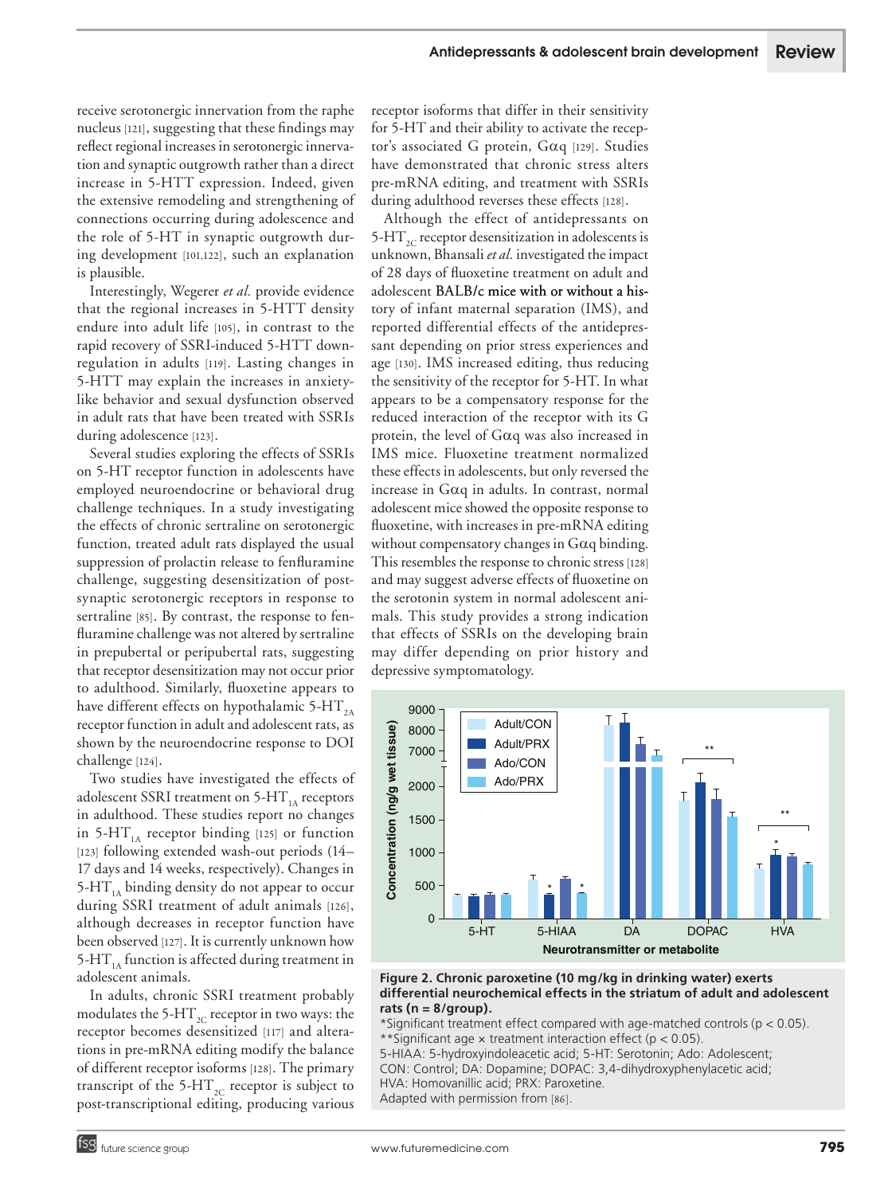receive serotonergic innervation from the raphe nucleus [121], suggesting that these findings may reflect regional increases in serotonergic innervation and synaptic outgrowth rather than a direct increase in 5-HTT expression. Indeed, given the extensive remodeling and strengthening of connections occurring during adolescence and the role of 5-HT in synaptic outgrowth during development [101,122], such an explanation is plausible.

Interestingly, Wegerer *et al.* provide evidence that the regional increases in 5-HTT density endure into adult life [105], in contrast to the rapid recovery of SSRI-induced 5-HTT downregulation in adults [119]. Lasting changes in 5-HTT may explain the increases in anxiety-like behavior and sexual dysfunction observed in adult rats that have been treated with SSRIs during adolescence [123].

Several studies exploring the effects of SSRIs on 5-HT receptor function in adolescents have employed neuroendocrine or behavioral drug challenge techniques. In a study investigating the effects of chronic sertraline on serotonergic function, treated adult rats displayed the usual suppression of prolactin release to fenfluramine challenge, suggesting desensitization of postsynaptic serotonergic receptors in response to sertraline [85]. By contrast, the response to fenfluramine challenge was not altered by sertraline in prepubertal or peripubertal rats, suggesting that receptor desensitization may not occur prior to adulthood. Similarly, fluoxetine appears to have different effects on hypothalamic 5-HT$_{2A}$ receptor function in adult and adolescent rats, as shown by the neuroendocrine response to DOI challenge [124].

Two studies have investigated the effects of adolescent SSRI treatment on 5-HT$_{1A}$ receptors in adulthood. These studies report no changes in 5-HT$_{1A}$ receptor binding [125] or function [123] following extended wash-out periods (14–17 days and 14 weeks, respectively). Changes in 5-HT$_{1A}$ binding density do not appear to occur during SSRI treatment of adult animals [126], although decreases in receptor function have been observed [127]. It is currently unknown how 5-HT$_{1A}$ function is affected during treatment in adolescent animals.

In adults, chronic SSRI treatment probably modulates the 5-HT$_{2C}$ receptor in two ways: the receptor becomes desensitized [117] and alterations in pre-mRNA editing modify the balance of different receptor isoforms [128]. The primary transcript of the 5-HT$_{2C}$ receptor is subject to post-transcriptional editing, producing various receptor isoforms that differ in their sensitivity for 5-HT and their ability to activate the receptor's associated G protein, Gαq [129]. Studies have demonstrated that chronic stress alters pre-mRNA editing, and treatment with SSRIs during adulthood reverses these effects [128].

Although the effect of antidepressants on 5-HT$_{2C}$ receptor desensitization in adolescents is unknown, Bhansali *et al.* investigated the impact of 28 days of fluoxetine treatment on adult and adolescent BALB/c mice with or without a history of infant maternal separation (IMS), and reported differential effects of the antidepressant depending on prior stress experiences and age [130]. IMS increased editing, thus reducing the sensitivity of the receptor for 5-HT. In what appears to be a compensatory response for the reduced interaction of the receptor with its G protein, the level of Gαq was also increased in IMS mice. Fluoxetine treatment normalized these effects in adolescents, but only reversed the increase in Gαq in adults. In contrast, normal adolescent mice showed the opposite response to fluoxetine, with increases in pre-mRNA editing without compensatory changes in Gαq binding. This resembles the response to chronic stress [128] and may suggest adverse effects of fluoxetine on the serotonin system in normal adolescent animals. This study provides a strong indication that effects of SSRIs on the developing brain may differ depending on prior history and depressive symptomatology.

Concentration (ng/g wet tissue)
9000, 8000, 7000, 2000, 1500, 1000, 500, 0
Adult/CON
Adult/PRX
Ado/CON
Ado/PRX
5-HT
5-HIAA
DA
DOPAC
HVA
*
**
Neurotransmitter or metabolite

**Figure 2. Chronic paroxetine (10 mg/kg in drinking water) exerts differential neurochemical effects in the striatum of adult and adolescent rats (n = 8/group).**
*Significant treatment effect compared with age-matched controls ($p < 0.05$).
**Significant age × treatment interaction effect ($p < 0.05$).
5-HIAA: 5-hydroxyindoleacetic acid; 5-HT: Serotonin; Ado: Adolescent; CON: Control; DA: Dopamine; DOPAC: 3,4-dihydroxyphenylacetic acid; HVA: Homovanillic acid; PRX: Paroxetine.
Adapted with permission from [86].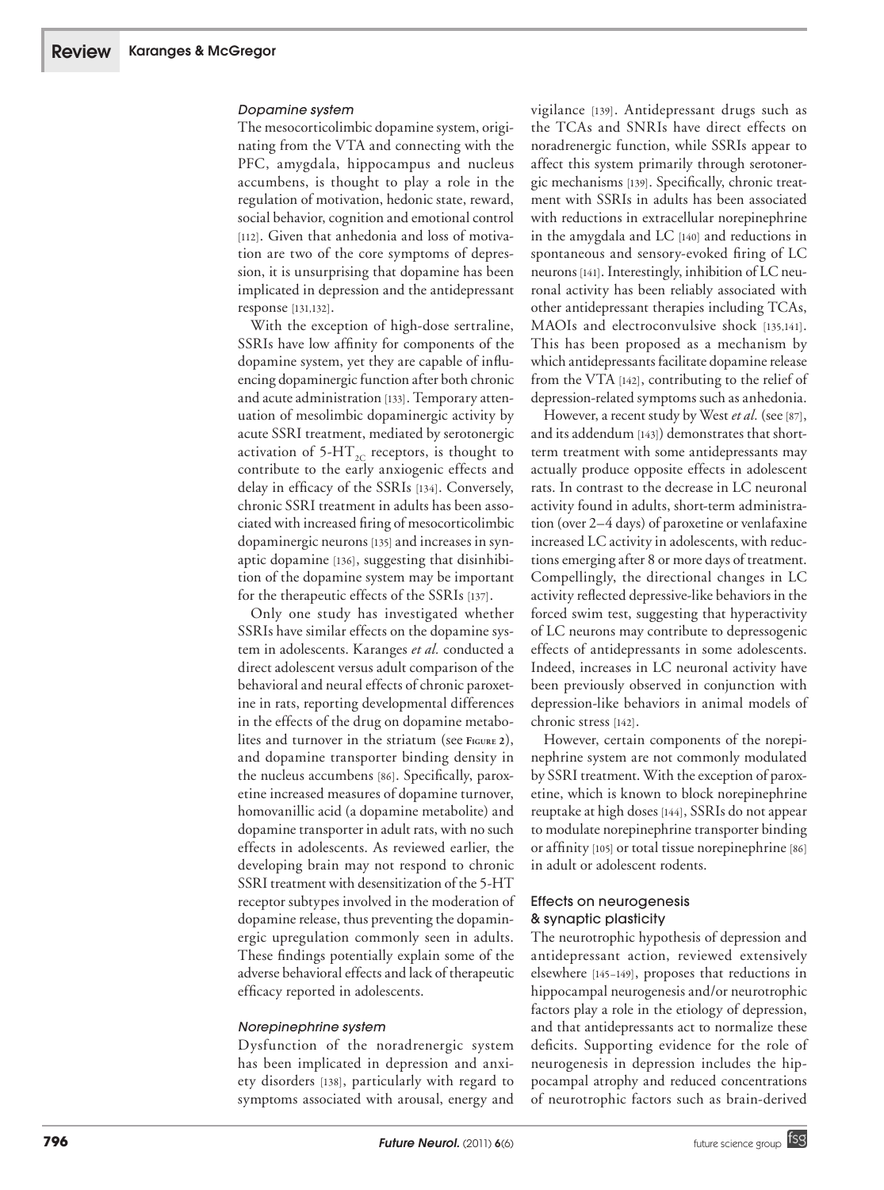### Dopamine system

The mesocorticolimbic dopamine system, originating from the VTA and connecting with the PFC, amygdala, hippocampus and nucleus accumbens, is thought to play a role in the regulation of motivation, hedonic state, reward, social behavior, cognition and emotional control [112]. Given that anhedonia and loss of motivation are two of the core symptoms of depression, it is unsurprising that dopamine has been implicated in depression and the antidepressant response [131,132].

With the exception of high-dose sertraline, SSRIs have low affinity for components of the dopamine system, yet they are capable of influencing dopaminergic function after both chronic and acute administration [133]. Temporary attenuation of mesolimbic dopaminergic activity by acute SSRI treatment, mediated by serotonergic activation of $5\text{-HT}_{2C}$ receptors, is thought to contribute to the early anxiogenic effects and delay in efficacy of the SSRIs [134]. Conversely, chronic SSRI treatment in adults has been associated with increased firing of mesocorticolimbic dopaminergic neurons [135] and increases in synaptic dopamine [136], suggesting that disinhibition of the dopamine system may be important for the therapeutic effects of the SSRIs [137].

Only one study has investigated whether SSRIs have similar effects on the dopamine system in adolescents. Karanges *et al.* conducted a direct adolescent versus adult comparison of the behavioral and neural effects of chronic paroxetine in rats, reporting developmental differences in the effects of the drug on dopamine metabolites and turnover in the striatum (see Figure 2), and dopamine transporter binding density in the nucleus accumbens [86]. Specifically, paroxetine increased measures of dopamine turnover, homovanillic acid (a dopamine metabolite) and dopamine transporter in adult rats, with no such effects in adolescents. As reviewed earlier, the developing brain may not respond to chronic SSRI treatment with desensitization of the 5-HT receptor subtypes involved in the moderation of dopamine release, thus preventing the dopaminergic upregulation commonly seen in adults. These findings potentially explain some of the adverse behavioral effects and lack of therapeutic efficacy reported in adolescents.

### Norepinephrine system

Dysfunction of the noradrenergic system has been implicated in depression and anxiety disorders [138], particularly with regard to symptoms associated with arousal, energy and vigilance [139]. Antidepressant drugs such as the TCAs and SNRIs have direct effects on noradrenergic function, while SSRIs appear to affect this system primarily through serotonergic mechanisms [139]. Specifically, chronic treatment with SSRIs in adults has been associated with reductions in extracellular norepinephrine in the amygdala and LC [140] and reductions in spontaneous and sensory-evoked firing of LC neurons [141]. Interestingly, inhibition of LC neuronal activity has been reliably associated with other antidepressant therapies including TCAs, MAOIs and electroconvulsive shock [135,141]. This has been proposed as a mechanism by which antidepressants facilitate dopamine release from the VTA [142], contributing to the relief of depression-related symptoms such as anhedonia.

However, a recent study by West *et al.* (see [87], and its addendum [143]) demonstrates that short-term treatment with some antidepressants may actually produce opposite effects in adolescent rats. In contrast to the decrease in LC neuronal activity found in adults, short-term administration (over 2–4 days) of paroxetine or venlafaxine increased LC activity in adolescents, with reductions emerging after 8 or more days of treatment. Compellingly, the directional changes in LC activity reflected depressive-like behaviors in the forced swim test, suggesting that hyperactivity of LC neurons may contribute to depressogenic effects of antidepressants in some adolescents. Indeed, increases in LC neuronal activity have been previously observed in conjunction with depression-like behaviors in animal models of chronic stress [142].

However, certain components of the norepinephrine system are not commonly modulated by SSRI treatment. With the exception of paroxetine, which is known to block norepinephrine reuptake at high doses [144], SSRIs do not appear to modulate norepinephrine transporter binding or affinity [105] or total tissue norepinephrine [86] in adult or adolescent rodents.

## Effects on neurogenesis & synaptic plasticity

The neurotrophic hypothesis of depression and antidepressant action, reviewed extensively elsewhere [145–149], proposes that reductions in hippocampal neurogenesis and/or neurotrophic factors play a role in the etiology of depression, and that antidepressants act to normalize these deficits. Supporting evidence for the role of neurogenesis in depression includes the hippocampal atrophy and reduced concentrations of neurotrophic factors such as brain-derived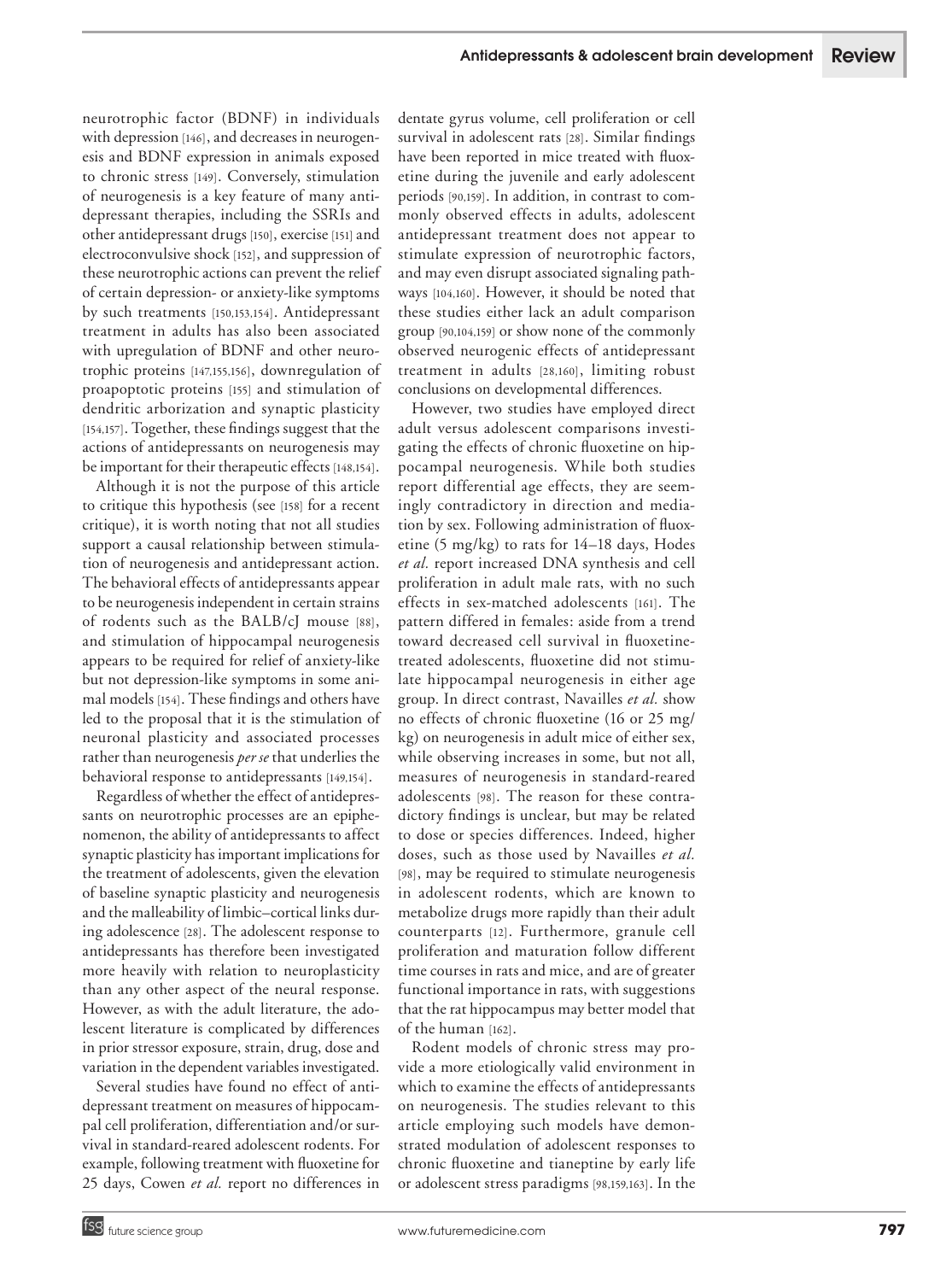neurotrophic factor (BDNF) in individuals with depression [146], and decreases in neurogenesis and BDNF expression in animals exposed to chronic stress [149]. Conversely, stimulation of neurogenesis is a key feature of many antidepressant therapies, including the SSRIs and other antidepressant drugs [150], exercise [151] and electroconvulsive shock [152], and suppression of these neurotrophic actions can prevent the relief of certain depression- or anxiety-like symptoms by such treatments [150,153,154]. Antidepressant treatment in adults has also been associated with upregulation of BDNF and other neurotrophic proteins [147,155,156], downregulation of proapoptotic proteins [155] and stimulation of dendritic arborization and synaptic plasticity [154,157]. Together, these findings suggest that the actions of antidepressants on neurogenesis may be important for their therapeutic effects [148,154].

Although it is not the purpose of this article to critique this hypothesis (see [158] for a recent critique), it is worth noting that not all studies support a causal relationship between stimulation of neurogenesis and antidepressant action. The behavioral effects of antidepressants appear to be neurogenesis independent in certain strains of rodents such as the BALB/cJ mouse [88], and stimulation of hippocampal neurogenesis appears to be required for relief of anxiety-like but not depression-like symptoms in some animal models [154]. These findings and others have led to the proposal that it is the stimulation of neuronal plasticity and associated processes rather than neurogenesis *per se* that underlies the behavioral response to antidepressants [149,154].

Regardless of whether the effect of antidepressants on neurotrophic processes are an epiphenomenon, the ability of antidepressants to affect synaptic plasticity has important implications for the treatment of adolescents, given the elevation of baseline synaptic plasticity and neurogenesis and the malleability of limbic–cortical links during adolescence [28]. The adolescent response to antidepressants has therefore been investigated more heavily with relation to neuroplasticity than any other aspect of the neural response. However, as with the adult literature, the adolescent literature is complicated by differences in prior stressor exposure, strain, drug, dose and variation in the dependent variables investigated.

Several studies have found no effect of antidepressant treatment on measures of hippocampal cell proliferation, differentiation and/or survival in standard-reared adolescent rodents. For example, following treatment with fluoxetine for 25 days, Cowen *et al.* report no differences in dentate gyrus volume, cell proliferation or cell survival in adolescent rats [28]. Similar findings have been reported in mice treated with fluoxetine during the juvenile and early adolescent periods [90,159]. In addition, in contrast to commonly observed effects in adults, adolescent antidepressant treatment does not appear to stimulate expression of neurotrophic factors, and may even disrupt associated signaling pathways [104,160]. However, it should be noted that these studies either lack an adult comparison group [90,104,159] or show none of the commonly observed neurogenic effects of antidepressant treatment in adults [28,160], limiting robust conclusions on developmental differences.

However, two studies have employed direct adult versus adolescent comparisons investigating the effects of chronic fluoxetine on hippocampal neurogenesis. While both studies report differential age effects, they are seemingly contradictory in direction and mediation by sex. Following administration of fluoxetine (5 mg/kg) to rats for 14–18 days, Hodes *et al.* report increased DNA synthesis and cell proliferation in adult male rats, with no such effects in sex-matched adolescents [161]. The pattern differed in females: aside from a trend toward decreased cell survival in fluoxetine-treated adolescents, fluoxetine did not stimulate hippocampal neurogenesis in either age group. In direct contrast, Navailles *et al.* show no effects of chronic fluoxetine (16 or 25 mg/kg) on neurogenesis in adult mice of either sex, while observing increases in some, but not all, measures of neurogenesis in standard-reared adolescents [98]. The reason for these contradictory findings is unclear, but may be related to dose or species differences. Indeed, higher doses, such as those used by Navailles *et al.* [98], may be required to stimulate neurogenesis in adolescent rodents, which are known to metabolize drugs more rapidly than their adult counterparts [12]. Furthermore, granule cell proliferation and maturation follow different time courses in rats and mice, and are of greater functional importance in rats, with suggestions that the rat hippocampus may better model that of the human [162].

Rodent models of chronic stress may provide a more etiologically valid environment in which to examine the effects of antidepressants on neurogenesis. The studies relevant to this article employing such models have demonstrated modulation of adolescent responses to chronic fluoxetine and tianeptine by early life or adolescent stress paradigms [98,159,163]. In the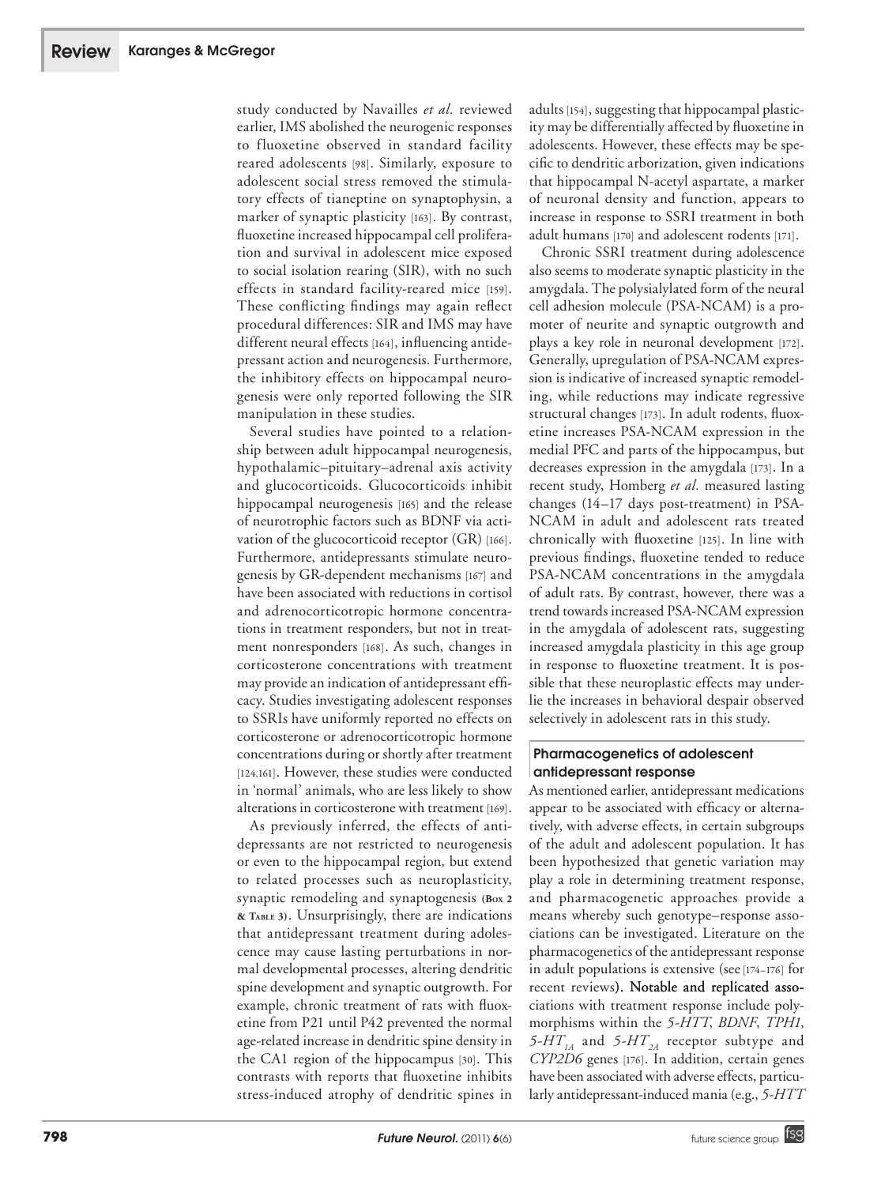study conducted by Navailles *et al.* reviewed earlier, IMS abolished the neurogenic responses to fluoxetine observed in standard facility reared adolescents [98]. Similarly, exposure to adolescent social stress removed the stimulatory effects of tianeptine on synaptophysin, a marker of synaptic plasticity [163]. By contrast, fluoxetine increased hippocampal cell proliferation and survival in adolescent mice exposed to social isolation rearing (SIR), with no such effects in standard facility-reared mice [159]. These conflicting findings may again reflect procedural differences: SIR and IMS may have different neural effects [164], influencing antidepressant action and neurogenesis. Furthermore, the inhibitory effects on hippocampal neurogenesis were only reported following the SIR manipulation in these studies.

Several studies have pointed to a relationship between adult hippocampal neurogenesis, hypothalamic–pituitary–adrenal axis activity and glucocorticoids. Glucocorticoids inhibit hippocampal neurogenesis [165] and the release of neurotrophic factors such as BDNF via activation of the glucocorticoid receptor (GR) [166]. Furthermore, antidepressants stimulate neurogenesis by GR-dependent mechanisms [167] and have been associated with reductions in cortisol and adrenocorticotropic hormone concentrations in treatment responders, but not in treatment nonresponders [168]. As such, changes in corticosterone concentrations with treatment may provide an indication of antidepressant efficacy. Studies investigating adolescent responses to SSRIs have uniformly reported no effects on corticosterone or adrenocorticotropic hormone concentrations during or shortly after treatment [124,161]. However, these studies were conducted in 'normal' animals, who are less likely to show alterations in corticosterone with treatment [169].

As previously inferred, the effects of antidepressants are not restricted to neurogenesis or even to the hippocampal region, but extend to related processes such as neuroplasticity, synaptic remodeling and synaptogenesis (**Box 2 & Table 3**). Unsurprisingly, there are indications that antidepressant treatment during adolescence may cause lasting perturbations in normal developmental processes, altering dendritic spine development and synaptic outgrowth. For example, chronic treatment of rats with fluoxetine from P21 until P42 prevented the normal age-related increase in dendritic spine density in the CA1 region of the hippocampus [30]. This contrasts with reports that fluoxetine inhibits stress-induced atrophy of dendritic spines in adults [154], suggesting that hippocampal plasticity may be differentially affected by fluoxetine in adolescents. However, these effects may be specific to dendritic arborization, given indications that hippocampal N-acetyl aspartate, a marker of neuronal density and function, appears to increase in response to SSRI treatment in both adult humans [170] and adolescent rodents [171].

Chronic SSRI treatment during adolescence also seems to moderate synaptic plasticity in the amygdala. The polysialylated form of the neural cell adhesion molecule (PSA-NCAM) is a promoter of neurite and synaptic outgrowth and plays a key role in neuronal development [172]. Generally, upregulation of PSA-NCAM expression is indicative of increased synaptic remodeling, while reductions may indicate regressive structural changes [173]. In adult rodents, fluoxetine increases PSA-NCAM expression in the medial PFC and parts of the hippocampus, but decreases expression in the amygdala [173]. In a recent study, Homberg *et al.* measured lasting changes (14–17 days post-treatment) in PSA-NCAM in adult and adolescent rats treated chronically with fluoxetine [125]. In line with previous findings, fluoxetine tended to reduce PSA-NCAM concentrations in the amygdala of adult rats. By contrast, however, there was a trend towards increased PSA-NCAM expression in the amygdala of adolescent rats, suggesting increased amygdala plasticity in this age group in response to fluoxetine treatment. It is possible that these neuroplastic effects may underlie the increases in behavioral despair observed selectively in adolescent rats in this study.

## Pharmacogenetics of adolescent antidepressant response

As mentioned earlier, antidepressant medications appear to be associated with efficacy or alternatively, with adverse effects, in certain subgroups of the adult and adolescent population. It has been hypothesized that genetic variation may play a role in determining treatment response, and pharmacogenetic approaches provide a means whereby such genotype–response associations can be investigated. Literature on the pharmacogenetics of the antidepressant response in adult populations is extensive (see [174–176] for recent reviews). Notable and replicated associations with treatment response include polymorphisms within the *5-HTT*, *BDNF*, *TPH1*, $5\text{-}HT_{1A}$ and $5\text{-}HT_{2A}$ receptor subtype and *CYP2D6* genes [176]. In addition, certain genes have been associated with adverse effects, particularly antidepressant-induced mania (e.g., *5-HTT*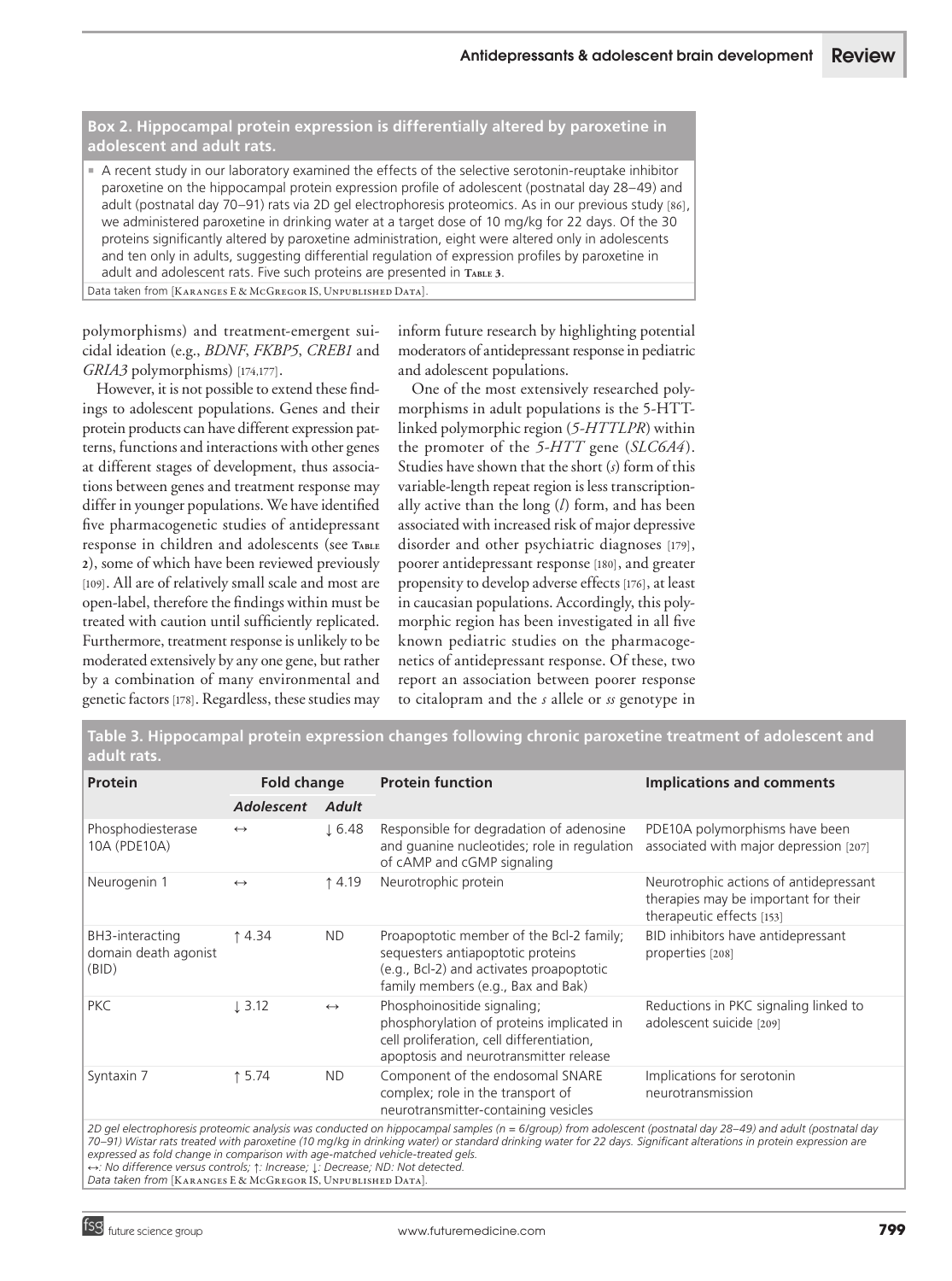**Box 2. Hippocampal protein expression is differentially altered by paroxetine in adolescent and adult rats.**

- A recent study in our laboratory examined the effects of the selective serotonin-reuptake inhibitor paroxetine on the hippocampal protein expression profile of adolescent (postnatal day 28–49) and adult (postnatal day 70–91) rats via 2D gel electrophoresis proteomics. As in our previous study [86], we administered paroxetine in drinking water at a target dose of 10 mg/kg for 22 days. Of the 30 proteins significantly altered by paroxetine administration, eight were altered only in adolescents and ten only in adults, suggesting differential regulation of expression profiles by paroxetine in adult and adolescent rats. Five such proteins are presented in **Table 3**.

Data taken from [Karanges E & McGregor IS, Unpublished Data].

polymorphisms) and treatment-emergent suicidal ideation (e.g., *BDNF*, *FKBP5*, *CREB1* and *GRIA3* polymorphisms) [174,177].

However, it is not possible to extend these findings to adolescent populations. Genes and their protein products can have different expression patterns, functions and interactions with other genes at different stages of development, thus associations between genes and treatment response may differ in younger populations. We have identified five pharmacogenetic studies of antidepressant response in children and adolescents (see **Table 2**), some of which have been reviewed previously [109]. All are of relatively small scale and most are open-label, therefore the findings within must be treated with caution until sufficiently replicated. Furthermore, treatment response is unlikely to be moderated extensively by any one gene, but rather by a combination of many environmental and genetic factors [178]. Regardless, these studies may inform future research by highlighting potential moderators of antidepressant response in pediatric and adolescent populations.

One of the most extensively researched polymorphisms in adult populations is the 5-HTT-linked polymorphic region (*5-HTTLPR*) within the promoter of the *5-HTT* gene (*SLC6A4*). Studies have shown that the short (*s*) form of this variable-length repeat region is less transcriptionally active than the long (*l*) form, and has been associated with increased risk of major depressive disorder and other psychiatric diagnoses [179], poorer antidepressant response [180], and greater propensity to develop adverse effects [176], at least in caucasian populations. Accordingly, this polymorphic region has been investigated in all five known pediatric studies on the pharmacogenetics of antidepressant response. Of these, two report an association between poorer response to citalopram and the *s* allele or *ss* genotype in

**Table 3. Hippocampal protein expression changes following chronic paroxetine treatment of adolescent and adult rats.**

| Protein | Fold change | | Protein function | Implications and comments |
|---|---|---|---|---|
| | *Adolescent* | *Adult* | | |
| Phosphodiesterase 10A (PDE10A) | ↔ | ↓ 6.48 | Responsible for degradation of adenosine and guanine nucleotides; role in regulation of cAMP and cGMP signaling | PDE10A polymorphisms have been associated with major depression [207] |
| Neurogenin 1 | ↔ | ↑ 4.19 | Neurotrophic protein | Neurotrophic actions of antidepressant therapies may be important for their therapeutic effects [153] |
| BH3-interacting domain death agonist (BID) | ↑ 4.34 | ND | Proapoptotic member of the Bcl-2 family; sequesters antiapoptotic proteins (e.g., Bcl-2) and activates proapoptotic family members (e.g., Bax and Bak) | BID inhibitors have antidepressant properties [208] |
| PKC | ↓ 3.12 | ↔ | Phosphoinositide signaling; phosphorylation of proteins implicated in cell proliferation, cell differentiation, apoptosis and neurotransmitter release | Reductions in PKC signaling linked to adolescent suicide [209] |
| Syntaxin 7 | ↑ 5.74 | ND | Component of the endosomal SNARE complex; role in the transport of neurotransmitter-containing vesicles | Implications for serotonin neurotransmission |

*2D gel electrophoresis proteomic analysis was conducted on hippocampal samples (n = 6/group) from adolescent (postnatal day 28–49) and adult (postnatal day 70–91) Wistar rats treated with paroxetine (10 mg/kg in drinking water) or standard drinking water for 22 days. Significant alterations in protein expression are expressed as fold change in comparison with age-matched vehicle-treated gels.*
*↔: No difference versus controls; ↑: Increase; ↓: Decrease; ND: Not detected.*
*Data taken from* [Karanges E & McGregor IS, Unpublished Data].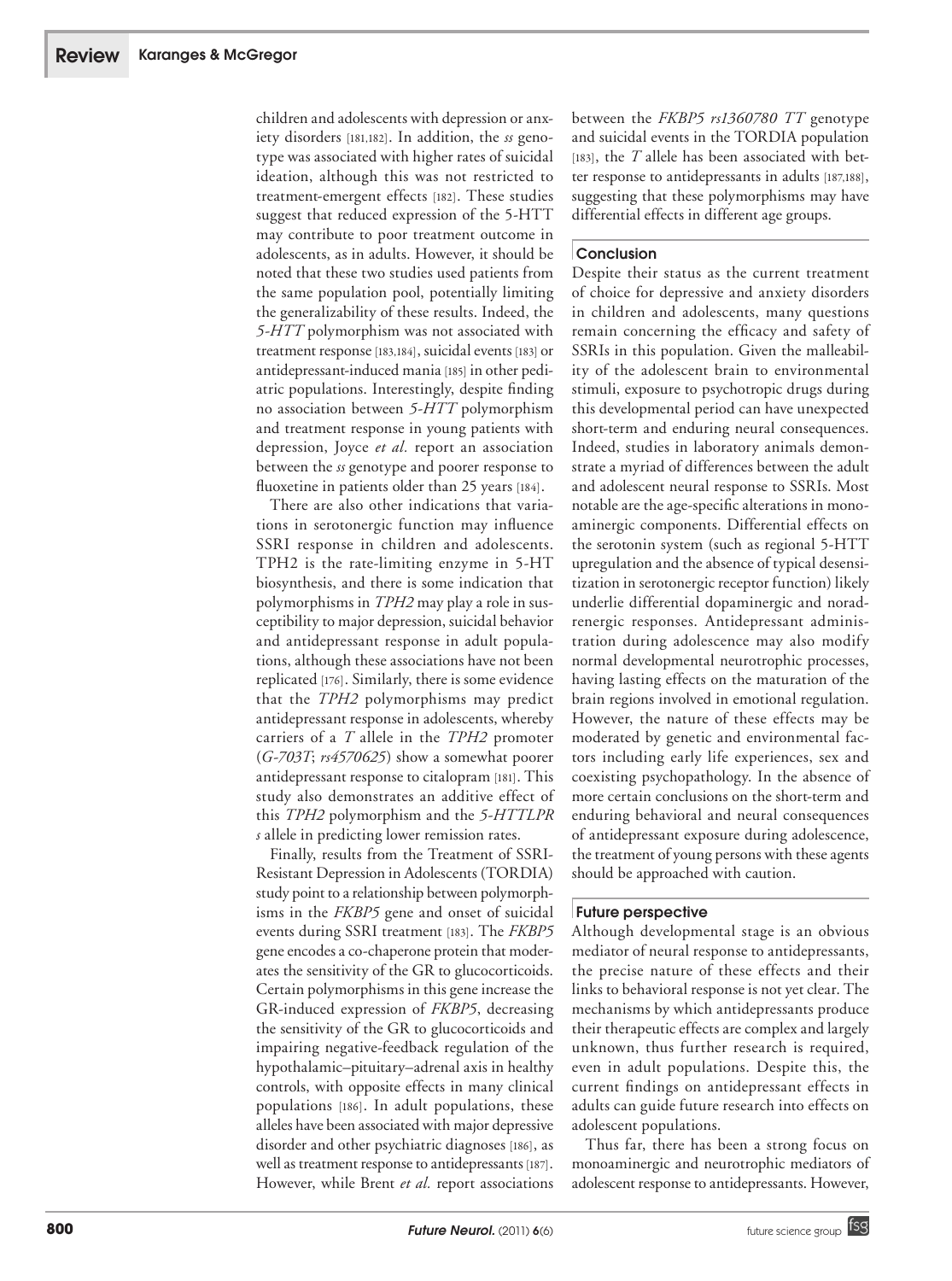children and adolescents with depression or anxiety disorders [181,182]. In addition, the *ss* genotype was associated with higher rates of suicidal ideation, although this was not restricted to treatment-emergent effects [182]. These studies suggest that reduced expression of the 5-HTT may contribute to poor treatment outcome in adolescents, as in adults. However, it should be noted that these two studies used patients from the same population pool, potentially limiting the generalizability of these results. Indeed, the *5-HTT* polymorphism was not associated with treatment response [183,184], suicidal events [183] or antidepressant-induced mania [185] in other pediatric populations. Interestingly, despite finding no association between *5-HTT* polymorphism and treatment response in young patients with depression, Joyce *et al.* report an association between the *ss* genotype and poorer response to fluoxetine in patients older than 25 years [184].

There are also other indications that variations in serotonergic function may influence SSRI response in children and adolescents. TPH2 is the rate-limiting enzyme in 5-HT biosynthesis, and there is some indication that polymorphisms in *TPH2* may play a role in susceptibility to major depression, suicidal behavior and antidepressant response in adult populations, although these associations have not been replicated [176]. Similarly, there is some evidence that the *TPH2* polymorphisms may predict antidepressant response in adolescents, whereby carriers of a *T* allele in the *TPH2* promoter (*G-703T*; *rs4570625*) show a somewhat poorer antidepressant response to citalopram [181]. This study also demonstrates an additive effect of this *TPH2* polymorphism and the *5-HTTLPR s* allele in predicting lower remission rates.

Finally, results from the Treatment of SSRI-Resistant Depression in Adolescents (TORDIA) study point to a relationship between polymorphisms in the *FKBP5* gene and onset of suicidal events during SSRI treatment [183]. The *FKBP5* gene encodes a co-chaperone protein that moderates the sensitivity of the GR to glucocorticoids. Certain polymorphisms in this gene increase the GR-induced expression of *FKBP5*, decreasing the sensitivity of the GR to glucocorticoids and impairing negative-feedback regulation of the hypothalamic–pituitary–adrenal axis in healthy controls, with opposite effects in many clinical populations [186]. In adult populations, these alleles have been associated with major depressive disorder and other psychiatric diagnoses [186], as well as treatment response to antidepressants [187]. However, while Brent *et al.* report associations between the *FKBP5 rs1360780 TT* genotype and suicidal events in the TORDIA population [183], the *T* allele has been associated with better response to antidepressants in adults [187,188], suggesting that these polymorphisms may have differential effects in different age groups.

## Conclusion

Despite their status as the current treatment of choice for depressive and anxiety disorders in children and adolescents, many questions remain concerning the efficacy and safety of SSRIs in this population. Given the malleability of the adolescent brain to environmental stimuli, exposure to psychotropic drugs during this developmental period can have unexpected short-term and enduring neural consequences. Indeed, studies in laboratory animals demonstrate a myriad of differences between the adult and adolescent neural response to SSRIs. Most notable are the age-specific alterations in monoaminergic components. Differential effects on the serotonin system (such as regional 5-HTT upregulation and the absence of typical desensitization in serotonergic receptor function) likely underlie differential dopaminergic and noradrenergic responses. Antidepressant administration during adolescence may also modify normal developmental neurotrophic processes, having lasting effects on the maturation of the brain regions involved in emotional regulation. However, the nature of these effects may be moderated by genetic and environmental factors including early life experiences, sex and coexisting psychopathology. In the absence of more certain conclusions on the short-term and enduring behavioral and neural consequences of antidepressant exposure during adolescence, the treatment of young persons with these agents should be approached with caution.

## Future perspective

Although developmental stage is an obvious mediator of neural response to antidepressants, the precise nature of these effects and their links to behavioral response is not yet clear. The mechanisms by which antidepressants produce their therapeutic effects are complex and largely unknown, thus further research is required, even in adult populations. Despite this, the current findings on antidepressant effects in adults can guide future research into effects on adolescent populations.

Thus far, there has been a strong focus on monoaminergic and neurotrophic mediators of adolescent response to antidepressants. However,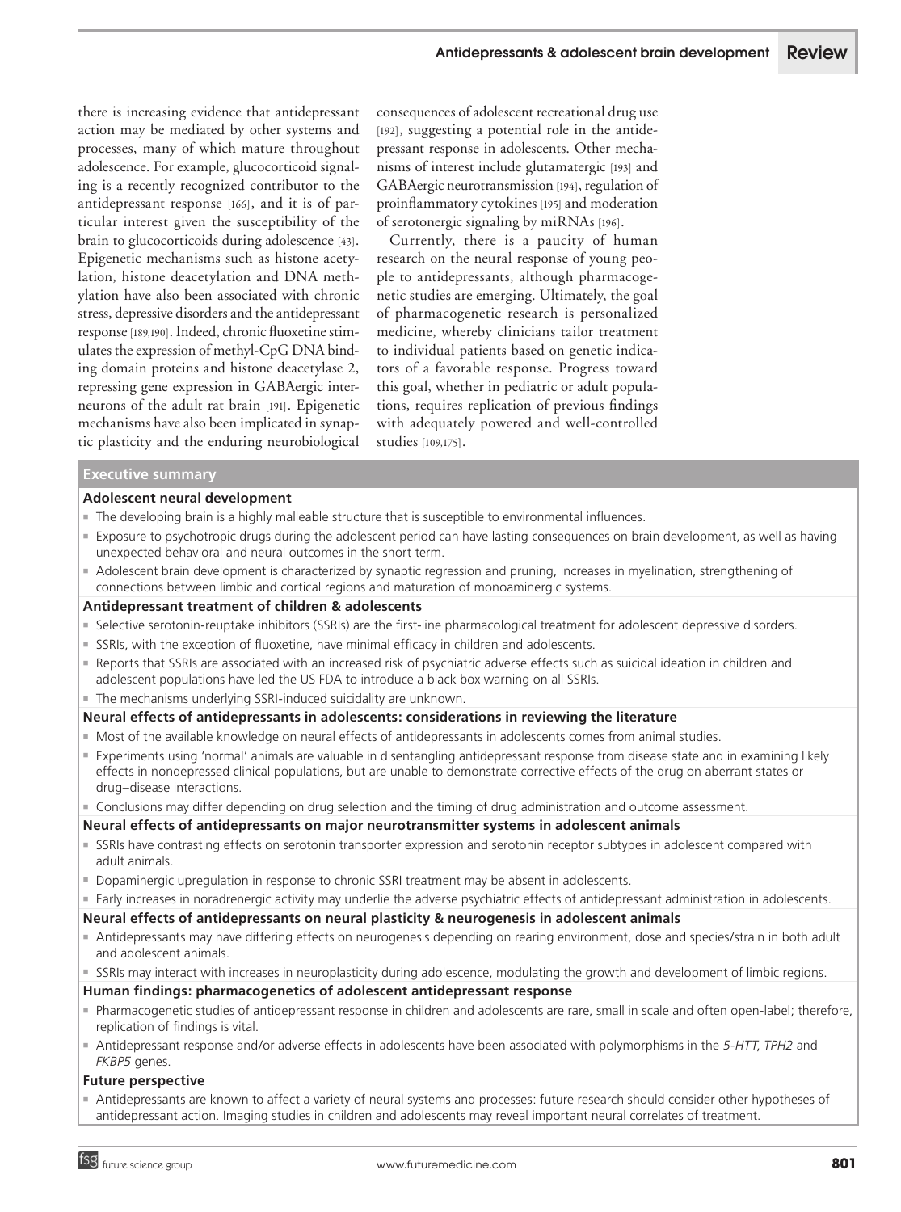there is increasing evidence that antidepressant action may be mediated by other systems and processes, many of which mature throughout adolescence. For example, glucocorticoid signaling is a recently recognized contributor to the antidepressant response [166], and it is of particular interest given the susceptibility of the brain to glucocorticoids during adolescence [43]. Epigenetic mechanisms such as histone acetylation, histone deacetylation and DNA methylation have also been associated with chronic stress, depressive disorders and the antidepressant response [189,190]. Indeed, chronic fluoxetine stimulates the expression of methyl-CpG DNA binding domain proteins and histone deacetylase 2, repressing gene expression in GABAergic interneurons of the adult rat brain [191]. Epigenetic mechanisms have also been implicated in synaptic plasticity and the enduring neurobiological consequences of adolescent recreational drug use [192], suggesting a potential role in the antidepressant response in adolescents. Other mechanisms of interest include glutamatergic [193] and GABAergic neurotransmission [194], regulation of proinflammatory cytokines [195] and moderation of serotonergic signaling by miRNAs [196].

Currently, there is a paucity of human research on the neural response of young people to antidepressants, although pharmacogenetic studies are emerging. Ultimately, the goal of pharmacogenetic research is personalized medicine, whereby clinicians tailor treatment to individual patients based on genetic indicators of a favorable response. Progress toward this goal, whether in pediatric or adult populations, requires replication of previous findings with adequately powered and well-controlled studies [109,175].

## Executive summary

**Adolescent neural development**

- The developing brain is a highly malleable structure that is susceptible to environmental influences.
- Exposure to psychotropic drugs during the adolescent period can have lasting consequences on brain development, as well as having unexpected behavioral and neural outcomes in the short term.
- Adolescent brain development is characterized by synaptic regression and pruning, increases in myelination, strengthening of connections between limbic and cortical regions and maturation of monoaminergic systems.

**Antidepressant treatment of children & adolescents**

- Selective serotonin-reuptake inhibitors (SSRIs) are the first-line pharmacological treatment for adolescent depressive disorders.
- SSRIs, with the exception of fluoxetine, have minimal efficacy in children and adolescents.
- Reports that SSRIs are associated with an increased risk of psychiatric adverse effects such as suicidal ideation in children and adolescent populations have led the US FDA to introduce a black box warning on all SSRIs.
- The mechanisms underlying SSRI-induced suicidality are unknown.

**Neural effects of antidepressants in adolescents: considerations in reviewing the literature**

- Most of the available knowledge on neural effects of antidepressants in adolescents comes from animal studies.
- Experiments using 'normal' animals are valuable in disentangling antidepressant response from disease state and in examining likely effects in nondepressed clinical populations, but are unable to demonstrate corrective effects of the drug on aberrant states or drug–disease interactions.
- Conclusions may differ depending on drug selection and the timing of drug administration and outcome assessment.

**Neural effects of antidepressants on major neurotransmitter systems in adolescent animals**

- SSRIs have contrasting effects on serotonin transporter expression and serotonin receptor subtypes in adolescent compared with adult animals.
- Dopaminergic upregulation in response to chronic SSRI treatment may be absent in adolescents.
- Early increases in noradrenergic activity may underlie the adverse psychiatric effects of antidepressant administration in adolescents.

**Neural effects of antidepressants on neural plasticity & neurogenesis in adolescent animals**

- Antidepressants may have differing effects on neurogenesis depending on rearing environment, dose and species/strain in both adult and adolescent animals.
- SSRIs may interact with increases in neuroplasticity during adolescence, modulating the growth and development of limbic regions.

**Human findings: pharmacogenetics of adolescent antidepressant response**

- Pharmacogenetic studies of antidepressant response in children and adolescents are rare, small in scale and often open-label; therefore, replication of findings is vital.
- Antidepressant response and/or adverse effects in adolescents have been associated with polymorphisms in the *5-HTT*, *TPH2* and *FKBP5* genes.

**Future perspective**

- Antidepressants are known to affect a variety of neural systems and processes: future research should consider other hypotheses of antidepressant action. Imaging studies in children and adolescents may reveal important neural correlates of treatment.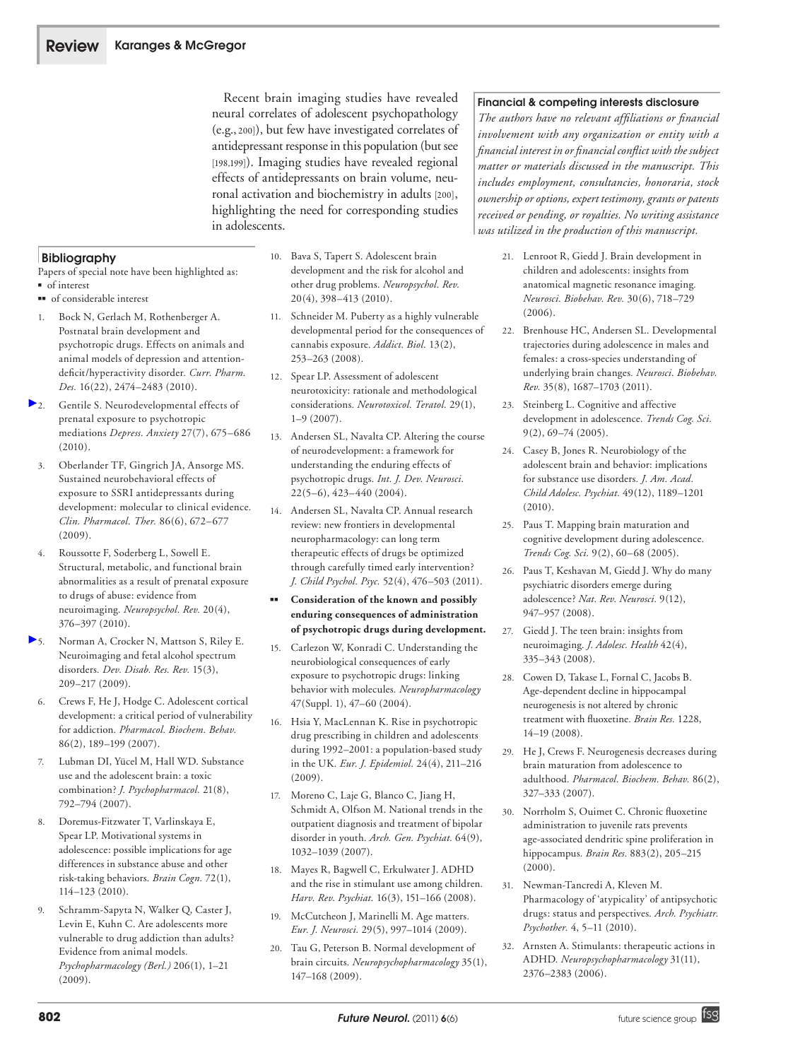Recent brain imaging studies have revealed neural correlates of adolescent psychopathology (e.g., [200]), but few have investigated correlates of antidepressant response in this population (but see [198,199]). Imaging studies have revealed regional effects of antidepressants on brain volume, neuronal activation and biochemistry in adults [200], highlighting the need for corresponding studies in adolescents.

### Financial & competing interests disclosure

*The authors have no relevant affiliations or financial involvement with any organization or entity with a financial interest in or financial conflict with the subject matter or materials discussed in the manuscript. This includes employment, consultancies, honoraria, stock ownership or options, expert testimony, grants or patents received or pending, or royalties. No writing assistance was utilized in the production of this manuscript.*

## Bibliography

Papers of special note have been highlighted as:
- ▪ of interest
- ▪▪ of considerable interest

1. Bock N, Gerlach M, Rothenberger A. Postnatal brain development and psychotropic drugs. Effects on animals and animal models of depression and attention-deficit/hyperactivity disorder. *Curr. Pharm. Des.* 16(22), 2474–2483 (2010).
2. Gentile S. Neurodevelopmental effects of prenatal exposure to psychotropic mediations *Depress. Anxiety* 27(7), 675–686 (2010).
3. Oberlander TF, Gingrich JA, Ansorge MS. Sustained neurobehavioral effects of exposure to SSRI antidepressants during development: molecular to clinical evidence. *Clin. Pharmacol. Ther.* 86(6), 672–677 (2009).
4. Roussotte F, Soderberg L, Sowell E. Structural, metabolic, and functional brain abnormalities as a result of prenatal exposure to drugs of abuse: evidence from neuroimaging. *Neuropsychol. Rev.* 20(4), 376–397 (2010).
5. Norman A, Crocker N, Mattson S, Riley E. Neuroimaging and fetal alcohol spectrum disorders. *Dev. Disab. Res. Rev.* 15(3), 209–217 (2009).
6. Crews F, He J, Hodge C. Adolescent cortical development: a critical period of vulnerability for addiction. *Pharmacol. Biochem. Behav.* 86(2), 189–199 (2007).
7. Lubman DI, Yücel M, Hall WD. Substance use and the adolescent brain: a toxic combination? *J. Psychopharmacol.* 21(8), 792–794 (2007).
8. Doremus-Fitzwater T, Varlinskaya E, Spear LP. Motivational systems in adolescence: possible implications for age differences in substance abuse and other risk-taking behaviors. *Brain Cogn.* 72(1), 114–123 (2010).
9. Schramm-Sapyta N, Walker Q, Caster J, Levin E, Kuhn C. Are adolescents more vulnerable to drug addiction than adults? Evidence from animal models. *Psychopharmacology (Berl.)* 206(1), 1–21 (2009).
10. Bava S, Tapert S. Adolescent brain development and the risk for alcohol and other drug problems. *Neuropsychol. Rev.* 20(4), 398–413 (2010).
11. Schneider M. Puberty as a highly vulnerable developmental period for the consequences of cannabis exposure. *Addict. Biol.* 13(2), 253–263 (2008).
12. Spear LP. Assessment of adolescent neurotoxicity: rationale and methodological considerations. *Neurotoxicol. Teratol.* 29(1), 1–9 (2007).
13. Andersen SL, Navalta CP. Altering the course of neurodevelopment: a framework for understanding the enduring effects of psychotropic drugs. *Int. J. Dev. Neurosci.* 22(5–6), 423–440 (2004).
14. Andersen SL, Navalta CP. Annual research review: new frontiers in developmental neuropharmacology: can long term therapeutic effects of drugs be optimized through carefully timed early intervention? *J. Child Psychol. Psyc.* 52(4), 476–503 (2011).
    - ▪▪ **Consideration of the known and possibly enduring consequences of administration of psychotropic drugs during development.**
15. Carlezon W, Konradi C. Understanding the neurobiological consequences of early exposure to psychotropic drugs: linking behavior with molecules. *Neuropharmacology* 47(Suppl. 1), 47–60 (2004).
16. Hsia Y, MacLennan K. Rise in psychotropic drug prescribing in children and adolescents during 1992–2001: a population-based study in the UK. *Eur. J. Epidemiol.* 24(4), 211–216 (2009).
17. Moreno C, Laje G, Blanco C, Jiang H, Schmidt A, Olfson M. National trends in the outpatient diagnosis and treatment of bipolar disorder in youth. *Arch. Gen. Psychiat.* 64(9), 1032–1039 (2007).
18. Mayes R, Bagwell C, Erkulwater J. ADHD and the rise in stimulant use among children. *Harv. Rev. Psychiat.* 16(3), 151–166 (2008).
19. McCutcheon J, Marinelli M. Age matters. *Eur. J. Neurosci.* 29(5), 997–1014 (2009).
20. Tau G, Peterson B. Normal development of brain circuits. *Neuropsychopharmacology* 35(1), 147–168 (2009).
21. Lenroot R, Giedd J. Brain development in children and adolescents: insights from anatomical magnetic resonance imaging. *Neurosci. Biobehav. Rev.* 30(6), 718–729 (2006).
22. Brenhouse HC, Andersen SL. Developmental trajectories during adolescence in males and females: a cross-species understanding of underlying brain changes. *Neurosci. Biobehav. Rev.* 35(8), 1687–1703 (2011).
23. Steinberg L. Cognitive and affective development in adolescence. *Trends Cog. Sci.* 9(2), 69–74 (2005).
24. Casey B, Jones R. Neurobiology of the adolescent brain and behavior: implications for substance use disorders. *J. Am. Acad. Child Adolesc. Psychiat.* 49(12), 1189–1201 (2010).
25. Paus T. Mapping brain maturation and cognitive development during adolescence. *Trends Cog. Sci.* 9(2), 60–68 (2005).
26. Paus T, Keshavan M, Giedd J. Why do many psychiatric disorders emerge during adolescence? *Nat. Rev. Neurosci.* 9(12), 947–957 (2008).
27. Giedd J. The teen brain: insights from neuroimaging. *J. Adolesc. Health* 42(4), 335–343 (2008).
28. Cowen D, Takase L, Fornal C, Jacobs B. Age-dependent decline in hippocampal neurogenesis is not altered by chronic treatment with fluoxetine. *Brain Res.* 1228, 14–19 (2008).
29. He J, Crews F. Neurogenesis decreases during brain maturation from adolescence to adulthood. *Pharmacol. Biochem. Behav.* 86(2), 327–333 (2007).
30. Norrholm S, Ouimet C. Chronic fluoxetine administration to juvenile rats prevents age-associated dendritic spine proliferation in hippocampus. *Brain Res.* 883(2), 205–215 (2000).
31. Newman-Tancredi A, Kleven M. Pharmacology of 'atypicality' of antipsychotic drugs: status and perspectives. *Arch. Psychiatr. Psychother.* 4, 5–11 (2010).
32. Arnsten A. Stimulants: therapeutic actions in ADHD. *Neuropsychopharmacology* 31(11), 2376–2383 (2006).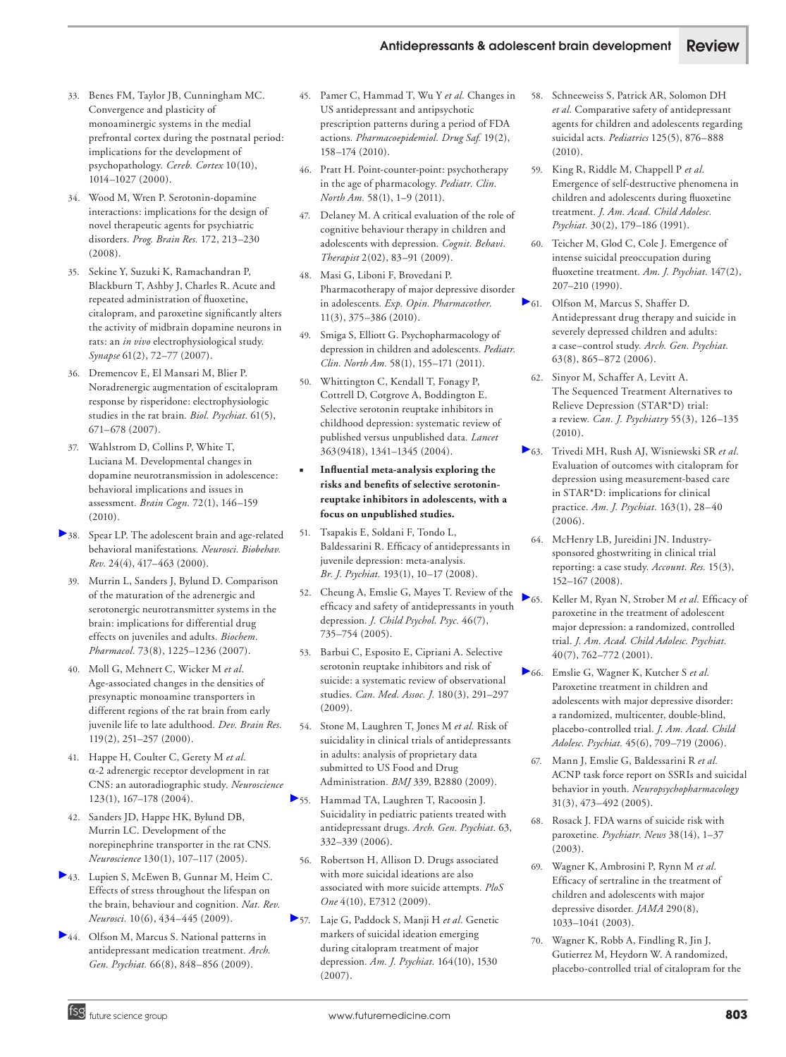33. Benes FM, Taylor JB, Cunningham MC. Convergence and plasticity of monoaminergic systems in the medial prefrontal cortex during the postnatal period: implications for the development of psychopathology. *Cereb. Cortex* 10(10), 1014–1027 (2000).

34. Wood M, Wren P. Serotonin-dopamine interactions: implications for the design of novel therapeutic agents for psychiatric disorders. *Prog. Brain Res.* 172, 213–230 (2008).

35. Sekine Y, Suzuki K, Ramachandran P, Blackburn T, Ashby J, Charles R. Acute and repeated administration of fluoxetine, citalopram, and paroxetine significantly alters the activity of midbrain dopamine neurons in rats: an *in vivo* electrophysiological study. *Synapse* 61(2), 72–77 (2007).

36. Dremencov E, El Mansari M, Blier P. Noradrenergic augmentation of escitalopram response by risperidone: electrophysiologic studies in the rat brain. *Biol. Psychiat.* 61(5), 671–678 (2007).

37. Wahlstrom D, Collins P, White T, Luciana M. Developmental changes in dopamine neurotransmission in adolescence: behavioral implications and issues in assessment. *Brain Cogn.* 72(1), 146–159 (2010).

38. Spear LP. The adolescent brain and age-related behavioral manifestations. *Neurosci. Biobehav. Rev.* 24(4), 417–463 (2000).

39. Murrin L, Sanders J, Bylund D. Comparison of the maturation of the adrenergic and serotonergic neurotransmitter systems in the brain: implications for differential drug effects on juveniles and adults. *Biochem. Pharmacol.* 73(8), 1225–1236 (2007).

40. Moll G, Mehnert C, Wicker M *et al.* Age-associated changes in the densities of presynaptic monoamine transporters in different regions of the rat brain from early juvenile life to late adulthood. *Dev. Brain Res.* 119(2), 251–257 (2000).

41. Happe H, Coulter C, Gerety M *et al.* α-2 adrenergic receptor development in rat CNS: an autoradiographic study. *Neuroscience* 123(1), 167–178 (2004).

42. Sanders JD, Happe HK, Bylund DB, Murrin LC. Development of the norepinephrine transporter in the rat CNS. *Neuroscience* 130(1), 107–117 (2005).

43. Lupien S, McEwen B, Gunnar M, Heim C. Effects of stress throughout the lifespan on the brain, behaviour and cognition. *Nat. Rev. Neurosci.* 10(6), 434–445 (2009).

44. Olfson M, Marcus S. National patterns in antidepressant medication treatment. *Arch. Gen. Psychiat.* 66(8), 848–856 (2009).

45. Pamer C, Hammad T, Wu Y *et al.* Changes in US antidepressant and antipsychotic prescription patterns during a period of FDA actions. *Pharmacoepidemiol. Drug Saf.* 19(2), 158–174 (2010).

46. Pratt H. Point-counter-point: psychotherapy in the age of pharmacology. *Pediatr. Clin. North Am.* 58(1), 1–9 (2011).

47. Delaney M. A critical evaluation of the role of cognitive behaviour therapy in children and adolescents with depression. *Cognit. Behavi. Therapist* 2(02), 83–91 (2009).

48. Masi G, Liboni F, Brovedani P. Pharmacotherapy of major depressive disorder in adolescents. *Exp. Opin. Pharmacother.* 11(3), 375–386 (2010).

49. Smiga S, Elliott G. Psychopharmacology of depression in children and adolescents. *Pediatr. Clin. North Am.* 58(1), 155–171 (2011).

50. Whittington C, Kendall T, Fonagy P, Cottrell D, Cotgrove A, Boddington E. Selective serotonin reuptake inhibitors in childhood depression: systematic review of published versus unpublished data. *Lancet* 363(9418), 1341–1345 (2004).

   - **Influential meta-analysis exploring the risks and benefits of selective serotonin-reuptake inhibitors in adolescents, with a focus on unpublished studies.**

51. Tsapakis E, Soldani F, Tondo L, Baldessarini R. Efficacy of antidepressants in juvenile depression: meta-analysis. *Br. J. Psychiat.* 193(1), 10–17 (2008).

52. Cheung A, Emslie G, Mayes T. Review of the efficacy and safety of antidepressants in youth depression. *J. Child Psychol. Psyc.* 46(7), 735–754 (2005).

53. Barbui C, Esposito E, Cipriani A. Selective serotonin reuptake inhibitors and risk of suicide: a systematic review of observational studies. *Can. Med. Assoc. J.* 180(3), 291–297 (2009).

54. Stone M, Laughren T, Jones M *et al.* Risk of suicidality in clinical trials of antidepressants in adults: analysis of proprietary data submitted to US Food and Drug Administration. *BMJ* 339, B2880 (2009).

55. Hammad TA, Laughren T, Racoosin J. Suicidality in pediatric patients treated with antidepressant drugs. *Arch. Gen. Psychiat.* 63, 332–339 (2006).

56. Robertson H, Allison D. Drugs associated with more suicidal ideations are also associated with more suicide attempts. *PloS One* 4(10), E7312 (2009).

57. Laje G, Paddock S, Manji H *et al.* Genetic markers of suicidal ideation emerging during citalopram treatment of major depression. *Am. J. Psychiat.* 164(10), 1530 (2007).

58. Schneeweiss S, Patrick AR, Solomon DH *et al.* Comparative safety of antidepressant agents for children and adolescents regarding suicidal acts. *Pediatrics* 125(5), 876–888 (2010).

59. King R, Riddle M, Chappell P *et al.* Emergence of self-destructive phenomena in children and adolescents during fluoxetine treatment. *J. Am. Acad. Child Adolesc. Psychiat.* 30(2), 179–186 (1991).

60. Teicher M, Glod C, Cole J. Emergence of intense suicidal preoccupation during fluoxetine treatment. *Am. J. Psychiat.* 147(2), 207–210 (1990).

61. Olfson M, Marcus S, Shaffer D. Antidepressant drug therapy and suicide in severely depressed children and adults: a case–control study. *Arch. Gen. Psychiat.* 63(8), 865–872 (2006).

62. Sinyor M, Schaffer A, Levitt A. The Sequenced Treatment Alternatives to Relieve Depression (STAR*D) trial: a review. *Can. J. Psychiatry* 55(3), 126–135 (2010).

63. Trivedi MH, Rush AJ, Wisniewski SR *et al.* Evaluation of outcomes with citalopram for depression using measurement-based care in STAR*D: implications for clinical practice. *Am. J. Psychiat.* 163(1), 28–40 (2006).

64. McHenry LB, Jureidini JN. Industry-sponsored ghostwriting in clinical trial reporting: a case study. *Account. Res.* 15(3), 152–167 (2008).

65. Keller M, Ryan N, Strober M *et al.* Efficacy of paroxetine in the treatment of adolescent major depression: a randomized, controlled trial. *J. Am. Acad. Child Adolesc. Psychiat.* 40(7), 762–772 (2001).

66. Emslie G, Wagner K, Kutcher S *et al.* Paroxetine treatment in children and adolescents with major depressive disorder: a randomized, multicenter, double-blind, placebo-controlled trial. *J. Am. Acad. Child Adolesc. Psychiat.* 45(6), 709–719 (2006).

67. Mann J, Emslie G, Baldessarini R *et al.* ACNP task force report on SSRIs and suicidal behavior in youth. *Neuropsychopharmacology* 31(3), 473–492 (2005).

68. Rosack J. FDA warns of suicide risk with paroxetine. *Psychiatr. News* 38(14), 1–37 (2003).

69. Wagner K, Ambrosini P, Rynn M *et al.* Efficacy of sertraline in the treatment of children and adolescents with major depressive disorder. *JAMA* 290(8), 1033–1041 (2003).

70. Wagner K, Robb A, Findling R, Jin J, Gutierrez M, Heydorn W. A randomized, placebo-controlled trial of citalopram for the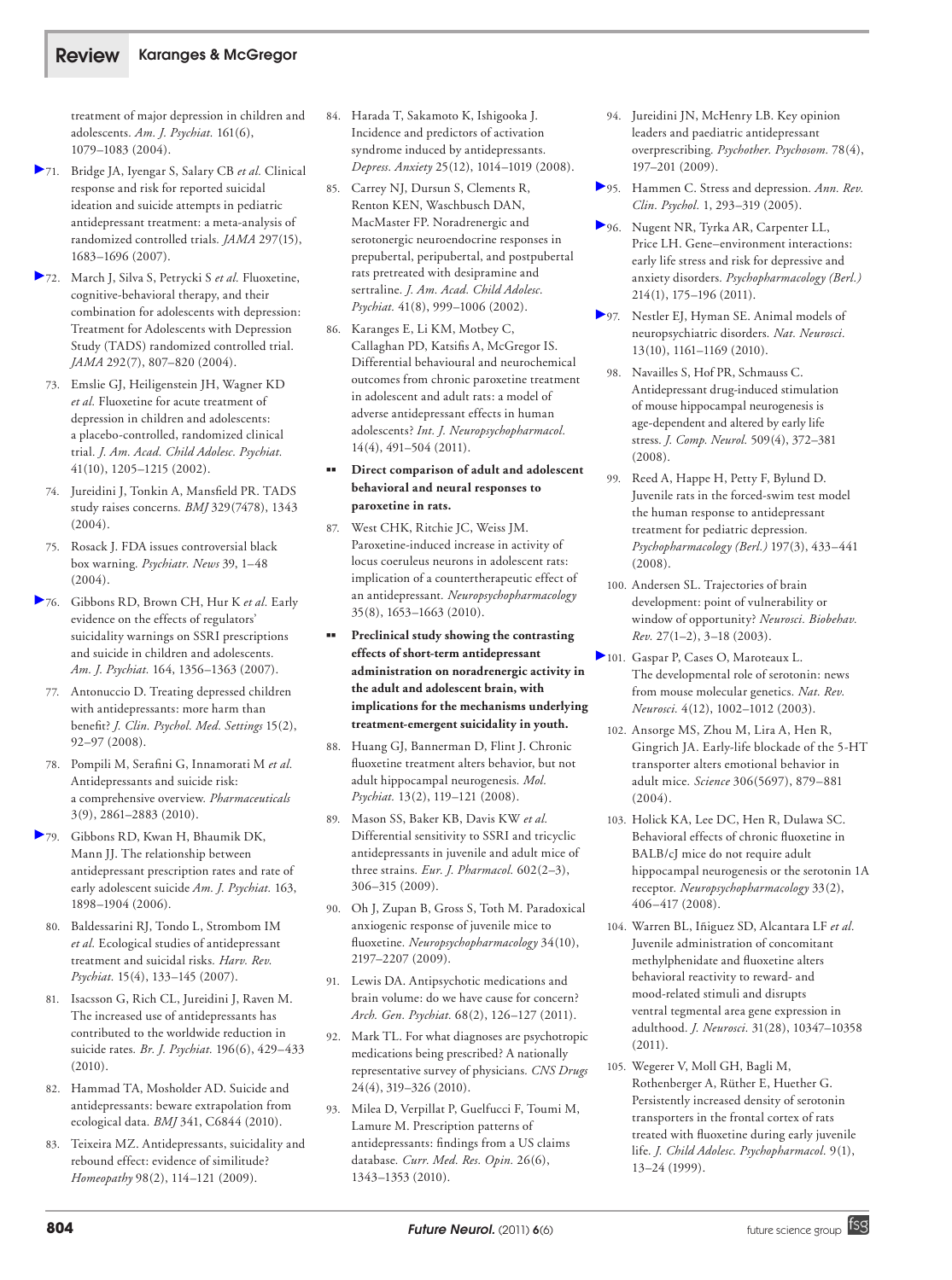treatment of major depression in children and adolescents. *Am. J. Psychiat.* 161(6), 1079–1083 (2004).

71. Bridge JA, Iyengar S, Salary CB *et al.* Clinical response and risk for reported suicidal ideation and suicide attempts in pediatric antidepressant treatment: a meta-analysis of randomized controlled trials. *JAMA* 297(15), 1683–1696 (2007).

72. March J, Silva S, Petrycki S *et al.* Fluoxetine, cognitive-behavioral therapy, and their combination for adolescents with depression: Treatment for Adolescents with Depression Study (TADS) randomized controlled trial. *JAMA* 292(7), 807–820 (2004).

73. Emslie GJ, Heiligenstein JH, Wagner KD *et al.* Fluoxetine for acute treatment of depression in children and adolescents: a placebo-controlled, randomized clinical trial. *J. Am. Acad. Child Adolesc. Psychiat.* 41(10), 1205–1215 (2002).

74. Jureidini J, Tonkin A, Mansfield PR. TADS study raises concerns. *BMJ* 329(7478), 1343 (2004).

75. Rosack J. FDA issues controversial black box warning. *Psychiatr. News* 39, 1–48 (2004).

76. Gibbons RD, Brown CH, Hur K *et al.* Early evidence on the effects of regulators' suicidality warnings on SSRI prescriptions and suicide in children and adolescents. *Am. J. Psychiat.* 164, 1356–1363 (2007).

77. Antonuccio D. Treating depressed children with antidepressants: more harm than benefit? *J. Clin. Psychol. Med. Settings* 15(2), 92–97 (2008).

78. Pompili M, Serafini G, Innamorati M *et al.* Antidepressants and suicide risk: a comprehensive overview. *Pharmaceuticals* 3(9), 2861–2883 (2010).

79. Gibbons RD, Kwan H, Bhaumik DK, Mann JJ. The relationship between antidepressant prescription rates and rate of early adolescent suicide *Am. J. Psychiat.* 163, 1898–1904 (2006).

80. Baldessarini RJ, Tondo L, Strombom IM *et al.* Ecological studies of antidepressant treatment and suicidal risks. *Harv. Rev. Psychiat.* 15(4), 133–145 (2007).

81. Isacsson G, Rich CL, Jureidini J, Raven M. The increased use of antidepressants has contributed to the worldwide reduction in suicide rates. *Br. J. Psychiat.* 196(6), 429–433 (2010).

82. Hammad TA, Mosholder AD. Suicide and antidepressants: beware extrapolation from ecological data. *BMJ* 341, C6844 (2010).

83. Teixeira MZ. Antidepressants, suicidality and rebound effect: evidence of similitude? *Homeopathy* 98(2), 114–121 (2009).

84. Harada T, Sakamoto K, Ishigooka J. Incidence and predictors of activation syndrome induced by antidepressants. *Depress. Anxiety* 25(12), 1014–1019 (2008).

85. Carrey NJ, Dursun S, Clements R, Renton KEN, Waschbusch DAN, MacMaster FP. Noradrenergic and serotonergic neuroendocrine responses in prepubertal, peripubertal, and postpubertal rats pretreated with desipramine and sertraline. *J. Am. Acad. Child Adolesc. Psychiat.* 41(8), 999–1006 (2002).

86. Karanges E, Li KM, Motbey C, Callaghan PD, Katsifis A, McGregor IS. Differential behavioural and neurochemical outcomes from chronic paroxetine treatment in adolescent and adult rats: a model of adverse antidepressant effects in human adolescents? *Int. J. Neuropsychopharmacol.* 14(4), 491–504 (2011).

   ▪▪ **Direct comparison of adult and adolescent behavioral and neural responses to paroxetine in rats.**

87. West CHK, Ritchie JC, Weiss JM. Paroxetine-induced increase in activity of locus coeruleus neurons in adolescent rats: implication of a countertherapeutic effect of an antidepressant. *Neuropsychopharmacology* 35(8), 1653–1663 (2010).

   ▪▪ **Preclinical study showing the contrasting effects of short-term antidepressant administration on noradrenergic activity in the adult and adolescent brain, with implications for the mechanisms underlying treatment-emergent suicidality in youth.**

88. Huang GJ, Bannerman D, Flint J. Chronic fluoxetine treatment alters behavior, but not adult hippocampal neurogenesis. *Mol. Psychiat.* 13(2), 119–121 (2008).

89. Mason SS, Baker KB, Davis KW *et al.* Differential sensitivity to SSRI and tricyclic antidepressants in juvenile and adult mice of three strains. *Eur. J. Pharmacol.* 602(2–3), 306–315 (2009).

90. Oh J, Zupan B, Gross S, Toth M. Paradoxical anxiogenic response of juvenile mice to fluoxetine. *Neuropsychopharmacology* 34(10), 2197–2207 (2009).

91. Lewis DA. Antipsychotic medications and brain volume: do we have cause for concern? *Arch. Gen. Psychiat.* 68(2), 126–127 (2011).

92. Mark TL. For what diagnoses are psychotropic medications being prescribed? A nationally representative survey of physicians. *CNS Drugs* 24(4), 319–326 (2010).

93. Milea D, Verpillat P, Guelfucci F, Toumi M, Lamure M. Prescription patterns of antidepressants: findings from a US claims database. *Curr. Med. Res. Opin.* 26(6), 1343–1353 (2010).

94. Jureidini JN, McHenry LB. Key opinion leaders and paediatric antidepressant overprescribing. *Psychother. Psychosom.* 78(4), 197–201 (2009).

95. Hammen C. Stress and depression. *Ann. Rev. Clin. Psychol.* 1, 293–319 (2005).

96. Nugent NR, Tyrka AR, Carpenter LL, Price LH. Gene–environment interactions: early life stress and risk for depressive and anxiety disorders. *Psychopharmacology (Berl.)* 214(1), 175–196 (2011).

97. Nestler EJ, Hyman SE. Animal models of neuropsychiatric disorders. *Nat. Neurosci.* 13(10), 1161–1169 (2010).

98. Navailles S, Hof PR, Schmauss C. Antidepressant drug-induced stimulation of mouse hippocampal neurogenesis is age-dependent and altered by early life stress. *J. Comp. Neurol.* 509(4), 372–381 (2008).

99. Reed A, Happe H, Petty F, Bylund D. Juvenile rats in the forced-swim test model the human response to antidepressant treatment for pediatric depression. *Psychopharmacology (Berl.)* 197(3), 433–441 (2008).

100. Andersen SL. Trajectories of brain development: point of vulnerability or window of opportunity? *Neurosci. Biobehav. Rev.* 27(1–2), 3–18 (2003).

101. Gaspar P, Cases O, Maroteaux L. The developmental role of serotonin: news from mouse molecular genetics. *Nat. Rev. Neurosci.* 4(12), 1002–1012 (2003).

102. Ansorge MS, Zhou M, Lira A, Hen R, Gingrich JA. Early-life blockade of the 5-HT transporter alters emotional behavior in adult mice. *Science* 306(5697), 879–881 (2004).

103. Holick KA, Lee DC, Hen R, Dulawa SC. Behavioral effects of chronic fluoxetine in BALB/cJ mice do not require adult hippocampal neurogenesis or the serotonin 1A receptor. *Neuropsychopharmacology* 33(2), 406–417 (2008).

104. Warren BL, Iñiguez SD, Alcantara LF *et al.* Juvenile administration of concomitant methylphenidate and fluoxetine alters behavioral reactivity to reward- and mood-related stimuli and disrupts ventral tegmental area gene expression in adulthood. *J. Neurosci.* 31(28), 10347–10358 (2011).

105. Wegerer V, Moll GH, Bagli M, Rothenberger A, Rüther E, Huether G. Persistently increased density of serotonin transporters in the frontal cortex of rats treated with fluoxetine during early juvenile life. *J. Child Adolesc. Psychopharmacol.* 9(1), 13–24 (1999).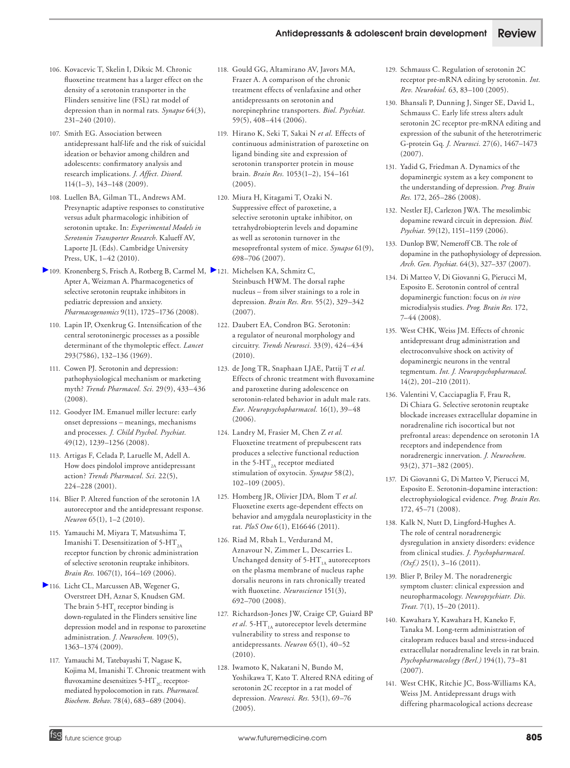106. Kovacevic T, Skelin I, Diksic M. Chronic fluoxetine treatment has a larger effect on the density of a serotonin transporter in the Flinders sensitive line (FSL) rat model of depression than in normal rats. *Synapse* 64(3), 231–240 (2010).

107. Smith EG. Association between antidepressant half-life and the risk of suicidal ideation or behavior among children and adolescents: confirmatory analysis and research implications. *J. Affect. Disord.* 114(1–3), 143–148 (2009).

108. Luellen BA, Gilman TL, Andrews AM. Presynaptic adaptive responses to constitutive versus adult pharmacologic inhibition of serotonin uptake. In: *Experimental Models in Serotonin Transporter Research*. Kalueff AV, Laporte JL (Eds). Cambridge University Press, UK, 1–42 (2010).

109. Kronenberg S, Frisch A, Rotberg B, Carmel M, Apter A, Weizman A. Pharmacogenetics of selective serotonin reuptake inhibitors in pediatric depression and anxiety. *Pharmacogenomics* 9(11), 1725–1736 (2008).

110. Lapin IP, Oxenkrug G. Intensification of the central serotoninergic processes as a possible determinant of the thymoleptic effect. *Lancet* 293(7586), 132–136 (1969).

111. Cowen PJ. Serotonin and depression: pathophysiological mechanism or marketing myth? *Trends Pharmacol. Sci.* 29(9), 433–436 (2008).

112. Goodyer IM. Emanuel miller lecture: early onset depressions – meanings, mechanisms and processes. *J. Child Psychol. Psychiat.* 49(12), 1239–1256 (2008).

113. Artigas F, Celada P, Laruelle M, Adell A. How does pindolol improve antidepressant action? *Trends Pharmacol. Sci.* 22(5), 224–228 (2001).

114. Blier P. Altered function of the serotonin 1A autoreceptor and the antidepressant response. *Neuron* 65(1), 1–2 (2010).

115. Yamauchi M, Miyara T, Matsushima T, Imanishi T. Desensitization of 5-$HT_{2A}$ receptor function by chronic administration of selective serotonin reuptake inhibitors. *Brain Res.* 1067(1), 164–169 (2006).

116. Licht CL, Marcussen AB, Wegener G, Overstreet DH, Aznar S, Knudsen GM. The brain 5-$HT_4$ receptor binding is down-regulated in the Flinders sensitive line depression model and in response to paroxetine administration. *J. Neurochem.* 109(5), 1363–1374 (2009).

117. Yamauchi M, Tatebayashi T, Nagase K, Kojima M, Imanishi T. Chronic treatment with fluvoxamine desensitizes 5-$HT_{2C}$ receptor-mediated hypolocomotion in rats. *Pharmacol. Biochem. Behav.* 78(4), 683–689 (2004).

118. Gould GG, Altamirano AV, Javors MA, Frazer A. A comparison of the chronic treatment effects of venlafaxine and other antidepressants on serotonin and norepinephrine transporters. *Biol. Psychiat.* 59(5), 408–414 (2006).

119. Hirano K, Seki T, Sakai N *et al.* Effects of continuous administration of paroxetine on ligand binding site and expression of serotonin transporter protein in mouse brain. *Brain Res.* 1053(1–2), 154–161 (2005).

120. Miura H, Kitagami T, Ozaki N. Suppressive effect of paroxetine, a selective serotonin uptake inhibitor, on tetrahydrobiopterin levels and dopamine as well as serotonin turnover in the mesoprefrontal system of mice. *Synapse* 61(9), 698–706 (2007).

121. Michelsen KA, Schmitz C, Steinbusch HWM. The dorsal raphe nucleus – from silver stainings to a role in depression. *Brain Res. Rev.* 55(2), 329–342 (2007).

122. Daubert EA, Condron BG. Serotonin: a regulator of neuronal morphology and circuitry. *Trends Neurosci.* 33(9), 424–434 (2010).

123. de Jong TR, Snaphaan LJAE, Pattij T *et al.* Effects of chronic treatment with fluvoxamine and paroxetine during adolescence on serotonin-related behavior in adult male rats. *Eur. Neuropsychopharmacol.* 16(1), 39–48 (2006).

124. Landry M, Frasier M, Chen Z *et al.* Fluoxetine treatment of prepubescent rats produces a selective functional reduction in the 5-$HT_{2A}$ receptor mediated stimulation of oxytocin. *Synapse* 58(2), 102–109 (2005).

125. Homberg JR, Olivier JDA, Blom T *et al.* Fluoxetine exerts age-dependent effects on behavior and amygdala neuroplasticity in the rat. *PloS One* 6(1), E16646 (2011).

126. Riad M, Rbah L, Verdurand M, Aznavour N, Zimmer L, Descarries L. Unchanged density of 5-$HT_{1A}$ autoreceptors on the plasma membrane of nucleus raphe dorsalis neurons in rats chronically treated with fluoxetine. *Neuroscience* 151(3), 692–700 (2008).

127. Richardson-Jones JW, Craige CP, Guiard BP *et al.* 5-$HT_{1A}$ autoreceptor levels determine vulnerability to stress and response to antidepressants. *Neuron* 65(1), 40–52 (2010).

128. Iwamoto K, Nakatani N, Bundo M, Yoshikawa T, Kato T. Altered RNA editing of serotonin 2C receptor in a rat model of depression. *Neurosci. Res.* 53(1), 69–76 (2005).

129. Schmauss C. Regulation of serotonin 2C receptor pre-mRNA editing by serotonin. *Int. Rev. Neurobiol.* 63, 83–100 (2005).

130. Bhansali P, Dunning J, Singer SE, David L, Schmauss C. Early life stress alters adult serotonin 2C receptor pre-mRNA editing and expression of the subunit of the heterotrimeric G-protein Gq. *J. Neurosci.* 27(6), 1467–1473 (2007).

131. Yadid G, Friedman A. Dynamics of the dopaminergic system as a key component to the understanding of depression. *Prog. Brain Res.* 172, 265–286 (2008).

132. Nestler EJ, Carlezon JWA. The mesolimbic dopamine reward circuit in depression. *Biol. Psychiat.* 59(12), 1151–1159 (2006).

133. Dunlop BW, Nemeroff CB. The role of dopamine in the pathophysiology of depression. *Arch. Gen. Psychiat.* 64(3), 327–337 (2007).

134. Di Matteo V, Di Giovanni G, Pierucci M, Esposito E. Serotonin control of central dopaminergic function: focus on *in vivo* microdialysis studies. *Prog. Brain Res.* 172, 7–44 (2008).

135. West CHK, Weiss JM. Effects of chronic antidepressant drug administration and electroconvulsive shock on activity of dopaminergic neurons in the ventral tegmentum. *Int. J. Neuropsychopharmacol.* 14(2), 201–210 (2011).

136. Valentini V, Cacciapaglia F, Frau R, Di Chiara G. Selective serotonin reuptake blockade increases extracellular dopamine in noradrenaline rich isocortical but not prefrontal areas: dependence on serotonin 1A receptors and independence from noradrenergic innervation. *J. Neurochem.* 93(2), 371–382 (2005).

137. Di Giovanni G, Di Matteo V, Pierucci M, Esposito E. Serotonin-dopamine interaction: electrophysiological evidence. *Prog. Brain Res.* 172, 45–71 (2008).

138. Kalk N, Nutt D, Lingford-Hughes A. The role of central noradrenergic dysregulation in anxiety disorders: evidence from clinical studies. *J. Psychopharmacol. (Oxf.)* 25(1), 3–16 (2011).

139. Blier P, Briley M. The noradrenergic symptom cluster: clinical expression and neuropharmacology. *Neuropsychiatr. Dis. Treat.* 7(1), 15–20 (2011).

140. Kawahara Y, Kawahara H, Kaneko F, Tanaka M. Long-term administration of citalopram reduces basal and stress-induced extracellular noradrenaline levels in rat brain. *Psychopharmacology (Berl.)* 194(1), 73–81 (2007).

141. West CHK, Ritchie JC, Boss-Williams KA, Weiss JM. Antidepressant drugs with differing pharmacological actions decrease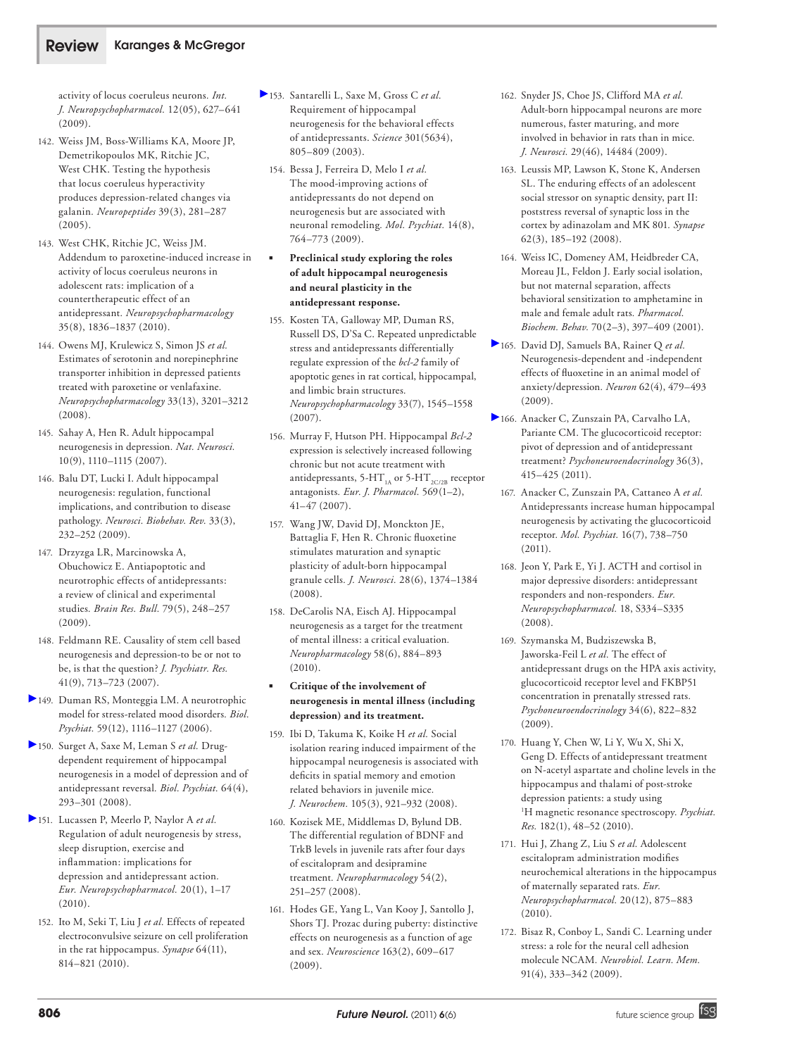activity of locus coeruleus neurons. *Int. J. Neuropsychopharmacol.* 12(05), 627–641 (2009).

142. Weiss JM, Boss-Williams KA, Moore JP, Demetrikopoulos MK, Ritchie JC, West CHK. Testing the hypothesis that locus coeruleus hyperactivity produces depression-related changes via galanin. *Neuropeptides* 39(3), 281–287 (2005).

143. West CHK, Ritchie JC, Weiss JM. Addendum to paroxetine-induced increase in activity of locus coeruleus neurons in adolescent rats: implication of a countertherapeutic effect of an antidepressant. *Neuropsychopharmacology* 35(8), 1836–1837 (2010).

144. Owens MJ, Krulewicz S, Simon JS *et al.* Estimates of serotonin and norepinephrine transporter inhibition in depressed patients treated with paroxetine or venlafaxine. *Neuropsychopharmacology* 33(13), 3201–3212 (2008).

145. Sahay A, Hen R. Adult hippocampal neurogenesis in depression. *Nat. Neurosci.* 10(9), 1110–1115 (2007).

146. Balu DT, Lucki I. Adult hippocampal neurogenesis: regulation, functional implications, and contribution to disease pathology. *Neurosci. Biobehav. Rev.* 33(3), 232–252 (2009).

147. Drzyzga LR, Marcinowska A, Obuchowicz E. Antiapoptotic and neurotrophic effects of antidepressants: a review of clinical and experimental studies. *Brain Res. Bull.* 79(5), 248–257 (2009).

148. Feldmann RE. Causality of stem cell based neurogenesis and depression-to be or not to be, is that the question? *J. Psychiatr. Res.* 41(9), 713–723 (2007).

▶149. Duman RS, Monteggia LM. A neurotrophic model for stress-related mood disorders. *Biol. Psychiat.* 59(12), 1116–1127 (2006).

▶150. Surget A, Saxe M, Leman S *et al.* Drug-dependent requirement of hippocampal neurogenesis in a model of depression and of antidepressant reversal. *Biol. Psychiat.* 64(4), 293–301 (2008).

▶151. Lucassen P, Meerlo P, Naylor A *et al.* Regulation of adult neurogenesis by stress, sleep disruption, exercise and inflammation: implications for depression and antidepressant action. *Eur. Neuropsychopharmacol.* 20(1), 1–17 (2010).

152. Ito M, Seki T, Liu J *et al.* Effects of repeated electroconvulsive seizure on cell proliferation in the rat hippocampus. *Synapse* 64(11), 814–821 (2010).

▶153. Santarelli L, Saxe M, Gross C *et al.* Requirement of hippocampal neurogenesis for the behavioral effects of antidepressants. *Science* 301(5634), 805–809 (2003).

154. Bessa J, Ferreira D, Melo I *et al.* The mood-improving actions of antidepressants do not depend on neurogenesis but are associated with neuronal remodeling. *Mol. Psychiat.* 14(8), 764–773 (2009).

- **Preclinical study exploring the roles of adult hippocampal neurogenesis and neural plasticity in the antidepressant response.**

155. Kosten TA, Galloway MP, Duman RS, Russell DS, D'Sa C. Repeated unpredictable stress and antidepressants differentially regulate expression of the *bcl-2* family of apoptotic genes in rat cortical, hippocampal, and limbic brain structures. *Neuropsychopharmacology* 33(7), 1545–1558 (2007).

156. Murray F, Hutson PH. Hippocampal *Bcl-2* expression is selectively increased following chronic but not acute treatment with antidepressants, $5\text{-HT}_{1A}$ or $5\text{-HT}_{2C/2B}$ receptor antagonists. *Eur. J. Pharmacol.* 569(1–2), 41–47 (2007).

157. Wang JW, David DJ, Monckton JE, Battaglia F, Hen R. Chronic fluoxetine stimulates maturation and synaptic plasticity of adult-born hippocampal granule cells. *J. Neurosci.* 28(6), 1374–1384 (2008).

158. DeCarolis NA, Eisch AJ. Hippocampal neurogenesis as a target for the treatment of mental illness: a critical evaluation. *Neuropharmacology* 58(6), 884–893 (2010).

- **Critique of the involvement of neurogenesis in mental illness (including depression) and its treatment.**

159. Ibi D, Takuma K, Koike H *et al.* Social isolation rearing induced impairment of the hippocampal neurogenesis is associated with deficits in spatial memory and emotion related behaviors in juvenile mice. *J. Neurochem.* 105(3), 921–932 (2008).

160. Kozisek ME, Middlemas D, Bylund DB. The differential regulation of BDNF and TrkB levels in juvenile rats after four days of escitalopram and desipramine treatment. *Neuropharmacology* 54(2), 251–257 (2008).

161. Hodes GE, Yang L, Van Kooy J, Santollo J, Shors TJ. Prozac during puberty: distinctive effects on neurogenesis as a function of age and sex. *Neuroscience* 163(2), 609–617 (2009).

162. Snyder JS, Choe JS, Clifford MA *et al.* Adult-born hippocampal neurons are more numerous, faster maturing, and more involved in behavior in rats than in mice. *J. Neurosci.* 29(46), 14484 (2009).

163. Leussis MP, Lawson K, Stone K, Andersen SL. The enduring effects of an adolescent social stressor on synaptic density, part II: poststress reversal of synaptic loss in the cortex by adinazolam and MK 801. *Synapse* 62(3), 185–192 (2008).

164. Weiss IC, Domeney AM, Heidbreder CA, Moreau JL, Feldon J. Early social isolation, but not maternal separation, affects behavioral sensitization to amphetamine in male and female adult rats. *Pharmacol. Biochem. Behav.* 70(2–3), 397–409 (2001).

▶165. David DJ, Samuels BA, Rainer Q *et al.* Neurogenesis-dependent and -independent effects of fluoxetine in an animal model of anxiety/depression. *Neuron* 62(4), 479–493 (2009).

▶166. Anacker C, Zunszain PA, Carvalho LA, Pariante CM. The glucocorticoid receptor: pivot of depression and of antidepressant treatment? *Psychoneuroendocrinology* 36(3), 415–425 (2011).

167. Anacker C, Zunszain PA, Cattaneo A *et al.* Antidepressants increase human hippocampal neurogenesis by activating the glucocorticoid receptor. *Mol. Psychiat.* 16(7), 738–750 (2011).

168. Jeon Y, Park E, Yi J. ACTH and cortisol in major depressive disorders: antidepressant responders and non-responders. *Eur. Neuropsychopharmacol.* 18, S334–S335 (2008).

169. Szymanska M, Budziszewska B, Jaworska-Feil L *et al.* The effect of antidepressant drugs on the HPA axis activity, glucocorticoid receptor level and FKBP51 concentration in prenatally stressed rats. *Psychoneuroendocrinology* 34(6), 822–832 (2009).

170. Huang Y, Chen W, Li Y, Wu X, Shi X, Geng D. Effects of antidepressant treatment on N-acetyl aspartate and choline levels in the hippocampus and thalami of post-stroke depression patients: a study using $^{1}$H magnetic resonance spectroscopy. *Psychiat. Res.* 182(1), 48–52 (2010).

171. Hui J, Zhang Z, Liu S *et al.* Adolescent escitalopram administration modifies neurochemical alterations in the hippocampus of maternally separated rats. *Eur. Neuropsychopharmacol.* 20(12), 875–883 (2010).

172. Bisaz R, Conboy L, Sandi C. Learning under stress: a role for the neural cell adhesion molecule NCAM. *Neurobiol. Learn. Mem.* 91(4), 333–342 (2009).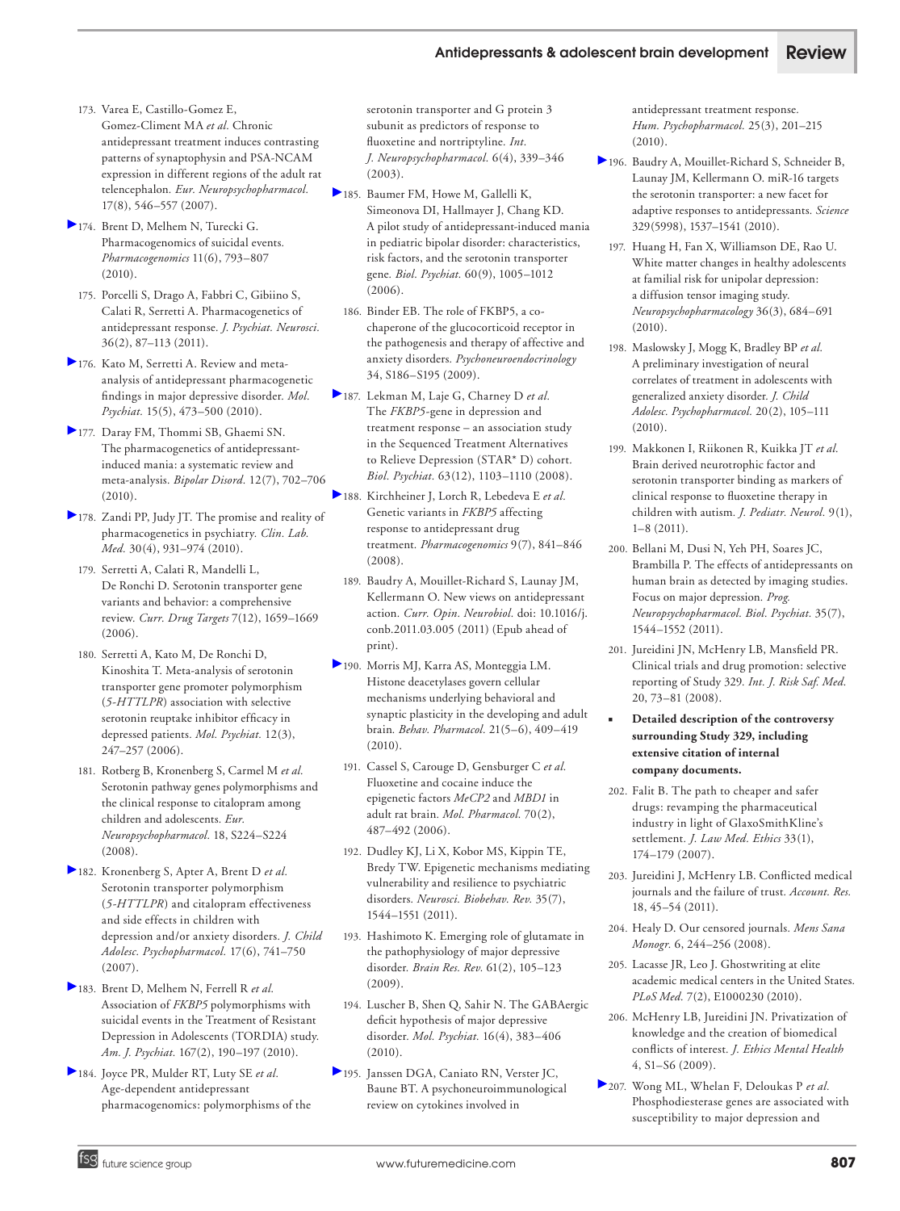173. Varea E, Castillo-Gomez E, Gomez-Climent MA *et al.* Chronic antidepressant treatment induces contrasting patterns of synaptophysin and PSA-NCAM expression in different regions of the adult rat telencephalon. *Eur. Neuropsychopharmacol.* 17(8), 546–557 (2007).

174. Brent D, Melhem N, Turecki G. Pharmacogenomics of suicidal events. *Pharmacogenomics* 11(6), 793–807 (2010).

175. Porcelli S, Drago A, Fabbri C, Gibiino S, Calati R, Serretti A. Pharmacogenetics of antidepressant response. *J. Psychiat. Neurosci.* 36(2), 87–113 (2011).

176. Kato M, Serretti A. Review and meta-analysis of antidepressant pharmacogenetic findings in major depressive disorder. *Mol. Psychiat.* 15(5), 473–500 (2010).

177. Daray FM, Thommi SB, Ghaemi SN. The pharmacogenetics of antidepressant-induced mania: a systematic review and meta-analysis. *Bipolar Disord.* 12(7), 702–706 (2010).

178. Zandi PP, Judy JT. The promise and reality of pharmacogenetics in psychiatry. *Clin. Lab. Med.* 30(4), 931–974 (2010).

179. Serretti A, Calati R, Mandelli L, De Ronchi D. Serotonin transporter gene variants and behavior: a comprehensive review. *Curr. Drug Targets* 7(12), 1659–1669 (2006).

180. Serretti A, Kato M, De Ronchi D, Kinoshita T. Meta-analysis of serotonin transporter gene promoter polymorphism (*5-HTTLPR*) association with selective serotonin reuptake inhibitor efficacy in depressed patients. *Mol. Psychiat.* 12(3), 247–257 (2006).

181. Rotberg B, Kronenberg S, Carmel M *et al.* Serotonin pathway genes polymorphisms and the clinical response to citalopram among children and adolescents. *Eur. Neuropsychopharmacol.* 18, S224–S224 (2008).

182. Kronenberg S, Apter A, Brent D *et al.* Serotonin transporter polymorphism (*5-HTTLPR*) and citalopram effectiveness and side effects in children with depression and/or anxiety disorders. *J. Child Adolesc. Psychopharmacol.* 17(6), 741–750 (2007).

183. Brent D, Melhem N, Ferrell R *et al.* Association of *FKBP5* polymorphisms with suicidal events in the Treatment of Resistant Depression in Adolescents (TORDIA) study. *Am. J. Psychiat.* 167(2), 190–197 (2010).

184. Joyce PR, Mulder RT, Luty SE *et al.* Age-dependent antidepressant pharmacogenomics: polymorphisms of the serotonin transporter and G protein 3 subunit as predictors of response to fluoxetine and nortriptyline. *Int. J. Neuropsychopharmacol.* 6(4), 339–346 (2003).

185. Baumer FM, Howe M, Gallelli K, Simeonova DI, Hallmayer J, Chang KD. A pilot study of antidepressant-induced mania in pediatric bipolar disorder: characteristics, risk factors, and the serotonin transporter gene. *Biol. Psychiat.* 60(9), 1005–1012 (2006).

186. Binder EB. The role of FKBP5, a co-chaperone of the glucocorticoid receptor in the pathogenesis and therapy of affective and anxiety disorders. *Psychoneuroendocrinology* 34, S186–S195 (2009).

187. Lekman M, Laje G, Charney D *et al.* The *FKBP5*-gene in depression and treatment response – an association study in the Sequenced Treatment Alternatives to Relieve Depression (STAR* D) cohort. *Biol. Psychiat.* 63(12), 1103–1110 (2008).

188. Kirchheiner J, Lorch R, Lebedeva E *et al.* Genetic variants in *FKBP5* affecting response to antidepressant drug treatment. *Pharmacogenomics* 9(7), 841–846 (2008).

189. Baudry A, Mouillet-Richard S, Launay JM, Kellermann O. New views on antidepressant action. *Curr. Opin. Neurobiol.* doi: 10.1016/j.conb.2011.03.005 (2011) (Epub ahead of print).

190. Morris MJ, Karra AS, Monteggia LM. Histone deacetylases govern cellular mechanisms underlying behavioral and synaptic plasticity in the developing and adult brain. *Behav. Pharmacol.* 21(5–6), 409–419 (2010).

191. Cassel S, Carouge D, Gensburger C *et al.* Fluoxetine and cocaine induce the epigenetic factors *MeCP2* and *MBD1* in adult rat brain. *Mol. Pharmacol.* 70(2), 487–492 (2006).

192. Dudley KJ, Li X, Kobor MS, Kippin TE, Bredy TW. Epigenetic mechanisms mediating vulnerability and resilience to psychiatric disorders. *Neurosci. Biobehav. Rev.* 35(7), 1544–1551 (2011).

193. Hashimoto K. Emerging role of glutamate in the pathophysiology of major depressive disorder. *Brain Res. Rev.* 61(2), 105–123 (2009).

194. Luscher B, Shen Q, Sahir N. The GABAergic deficit hypothesis of major depressive disorder. *Mol. Psychiat.* 16(4), 383–406 (2010).

195. Janssen DGA, Caniato RN, Verster JC, Baune BT. A psychoneuroimmunological review on cytokines involved in antidepressant treatment response. *Hum. Psychopharmacol.* 25(3), 201–215 (2010).

196. Baudry A, Mouillet-Richard S, Schneider B, Launay JM, Kellermann O. miR-16 targets the serotonin transporter: a new facet for adaptive responses to antidepressants. *Science* 329(5998), 1537–1541 (2010).

197. Huang H, Fan X, Williamson DE, Rao U. White matter changes in healthy adolescents at familial risk for unipolar depression: a diffusion tensor imaging study. *Neuropsychopharmacology* 36(3), 684–691 (2010).

198. Maslowsky J, Mogg K, Bradley BP *et al.* A preliminary investigation of neural correlates of treatment in adolescents with generalized anxiety disorder. *J. Child Adolesc. Psychopharmacol.* 20(2), 105–111 (2010).

199. Makkonen I, Riikonen R, Kuikka JT *et al.* Brain derived neurotrophic factor and serotonin transporter binding as markers of clinical response to fluoxetine therapy in children with autism. *J. Pediatr. Neurol.* 9(1), 1–8 (2011).

200. Bellani M, Dusi N, Yeh PH, Soares JC, Brambilla P. The effects of antidepressants on human brain as detected by imaging studies. Focus on major depression. *Prog. Neuropsychopharmacol. Biol. Psychiat.* 35(7), 1544–1552 (2011).

201. Jureidini JN, McHenry LB, Mansfield PR. Clinical trials and drug promotion: selective reporting of Study 329. *Int. J. Risk Saf. Med.* 20, 73–81 (2008).

- **Detailed description of the controversy surrounding Study 329, including extensive citation of internal company documents.**

202. Falit B. The path to cheaper and safer drugs: revamping the pharmaceutical industry in light of GlaxoSmithKline's settlement. *J. Law Med. Ethics* 33(1), 174–179 (2007).

203. Jureidini J, McHenry LB. Conflicted medical journals and the failure of trust. *Account. Res.* 18, 45–54 (2011).

204. Healy D. Our censored journals. *Mens Sana Monogr.* 6, 244–256 (2008).

205. Lacasse JR, Leo J. Ghostwriting at elite academic medical centers in the United States. *PLoS Med.* 7(2), E1000230 (2010).

206. McHenry LB, Jureidini JN. Privatization of knowledge and the creation of biomedical conflicts of interest. *J. Ethics Mental Health* 4, S1–S6 (2009).

207. Wong ML, Whelan F, Deloukas P *et al.* Phosphodiesterase genes are associated with susceptibility to major depression and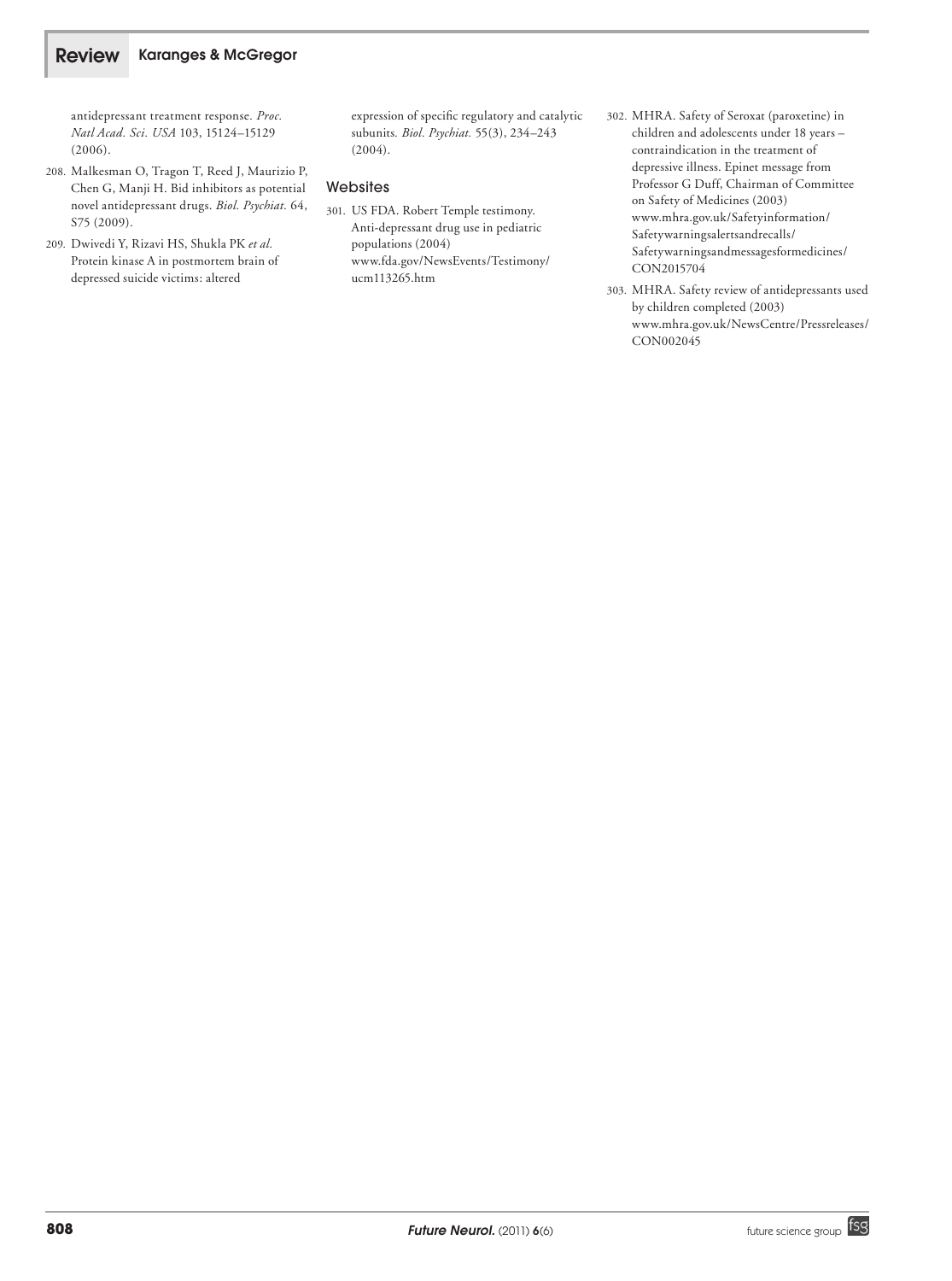antidepressant treatment response. *Proc. Natl Acad. Sci. USA* 103, 15124–15129 (2006).

208. Malkesman O, Tragon T, Reed J, Maurizio P, Chen G, Manji H. Bid inhibitors as potential novel antidepressant drugs. *Biol. Psychiat.* 64, S75 (2009).

209. Dwivedi Y, Rizavi HS, Shukla PK *et al.* Protein kinase A in postmortem brain of depressed suicide victims: altered expression of specific regulatory and catalytic subunits. *Biol. Psychiat.* 55(3), 234–243 (2004).

## Websites

301. US FDA. Robert Temple testimony. Anti-depressant drug use in pediatric populations (2004) www.fda.gov/NewsEvents/Testimony/ucm113265.htm

302. MHRA. Safety of Seroxat (paroxetine) in children and adolescents under 18 years – contraindication in the treatment of depressive illness. Epinet message from Professor G Duff, Chairman of Committee on Safety of Medicines (2003) www.mhra.gov.uk/Safetyinformation/Safetywarningsalertsandrecalls/Safetywarningsandmessagesformedicines/CON2015704

303. MHRA. Safety review of antidepressants used by children completed (2003) www.mhra.gov.uk/NewsCentre/Pressreleases/CON002045